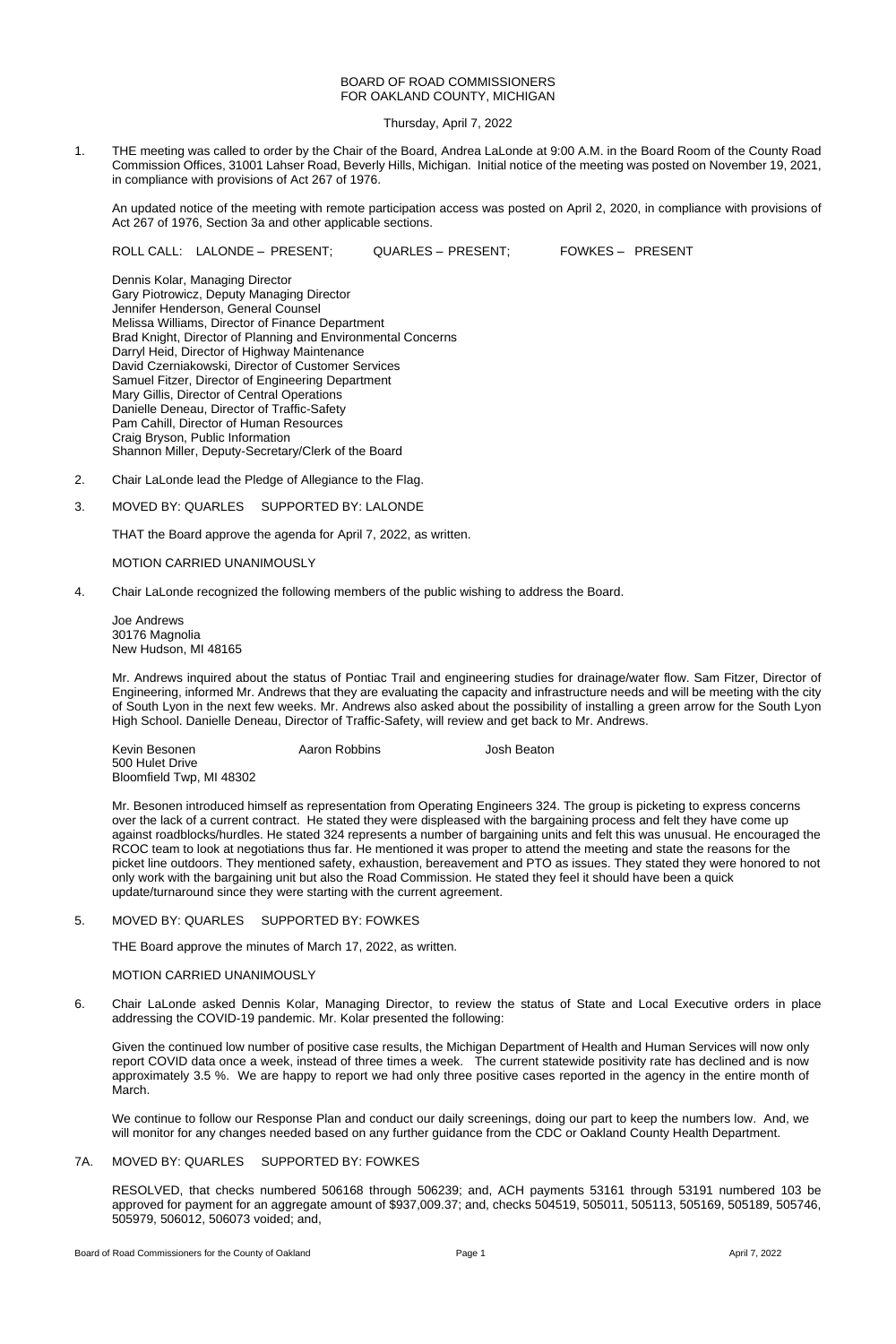BOARD OF ROAD COMMISSIONERS
FOR OAKLAND COUNTY, MICHIGAN

Thursday, April 7, 2022

1. THE meeting was called to order by the Chair of the Board, Andrea LaLonde at 9:00 A.M. in the Board Room of the County Road Commission Offices, 31001 Lahser Road, Beverly Hills, Michigan. Initial notice of the meeting was posted on November 19, 2021, in compliance with provisions of Act 267 of 1976.

   An updated notice of the meeting with remote participation access was posted on April 2, 2020, in compliance with provisions of Act 267 of 1976, Section 3a and other applicable sections.

   ROLL CALL: LALONDE – PRESENT; QUARLES – PRESENT; FOWKES – PRESENT

   Dennis Kolar, Managing Director
   Gary Piotrowicz, Deputy Managing Director
   Jennifer Henderson, General Counsel
   Melissa Williams, Director of Finance Department
   Brad Knight, Director of Planning and Environmental Concerns
   Darryl Heid, Director of Highway Maintenance
   David Czerniakowski, Director of Customer Services
   Samuel Fitzer, Director of Engineering Department
   Mary Gillis, Director of Central Operations
   Danielle Deneau, Director of Traffic-Safety
   Pam Cahill, Director of Human Resources
   Craig Bryson, Public Information
   Shannon Miller, Deputy-Secretary/Clerk of the Board

2. Chair LaLonde lead the Pledge of Allegiance to the Flag.

3. MOVED BY: QUARLES SUPPORTED BY: LALONDE

   THAT the Board approve the agenda for April 7, 2022, as written.

   MOTION CARRIED UNANIMOUSLY

4. Chair LaLonde recognized the following members of the public wishing to address the Board.

   Joe Andrews
   30176 Magnolia
   New Hudson, MI 48165

   Mr. Andrews inquired about the status of Pontiac Trail and engineering studies for drainage/water flow. Sam Fitzer, Director of Engineering, informed Mr. Andrews that they are evaluating the capacity and infrastructure needs and will be meeting with the city of South Lyon in the next few weeks. Mr. Andrews also asked about the possibility of installing a green arrow for the South Lyon High School. Danielle Deneau, Director of Traffic-Safety, will review and get back to Mr. Andrews.

   Kevin Besonen
   500 Hulet Drive
   Bloomfield Twp, MI 48302

   Aaron Robbins

   Josh Beaton

   Mr. Besonen introduced himself as representation from Operating Engineers 324. The group is picketing to express concerns over the lack of a current contract. He stated they were displeased with the bargaining process and felt they have come up against roadblocks/hurdles. He stated 324 represents a number of bargaining units and felt this was unusual. He encouraged the RCOC team to look at negotiations thus far. He mentioned it was proper to attend the meeting and state the reasons for the picket line outdoors. They mentioned safety, exhaustion, bereavement and PTO as issues. They stated they were honored to not only work with the bargaining unit but also the Road Commission. He stated they feel it should have been a quick update/turnaround since they were starting with the current agreement.

5. MOVED BY: QUARLES SUPPORTED BY: FOWKES

   THE Board approve the minutes of March 17, 2022, as written.

   MOTION CARRIED UNANIMOUSLY

6. Chair LaLonde asked Dennis Kolar, Managing Director, to review the status of State and Local Executive orders in place addressing the COVID-19 pandemic. Mr. Kolar presented the following:

   Given the continued low number of positive case results, the Michigan Department of Health and Human Services will now only report COVID data once a week, instead of three times a week. The current statewide positivity rate has declined and is now approximately 3.5 %. We are happy to report we had only three positive cases reported in the agency in the entire month of March.

   We continue to follow our Response Plan and conduct our daily screenings, doing our part to keep the numbers low. And, we will monitor for any changes needed based on any further guidance from the CDC or Oakland County Health Department.

7A. MOVED BY: QUARLES SUPPORTED BY: FOWKES

   RESOLVED, that checks numbered 506168 through 506239; and, ACH payments 53161 through 53191 numbered 103 be approved for payment for an aggregate amount of $937,009.37; and, checks 504519, 505011, 505113, 505169, 505189, 505746, 505979, 506012, 506073 voided; and,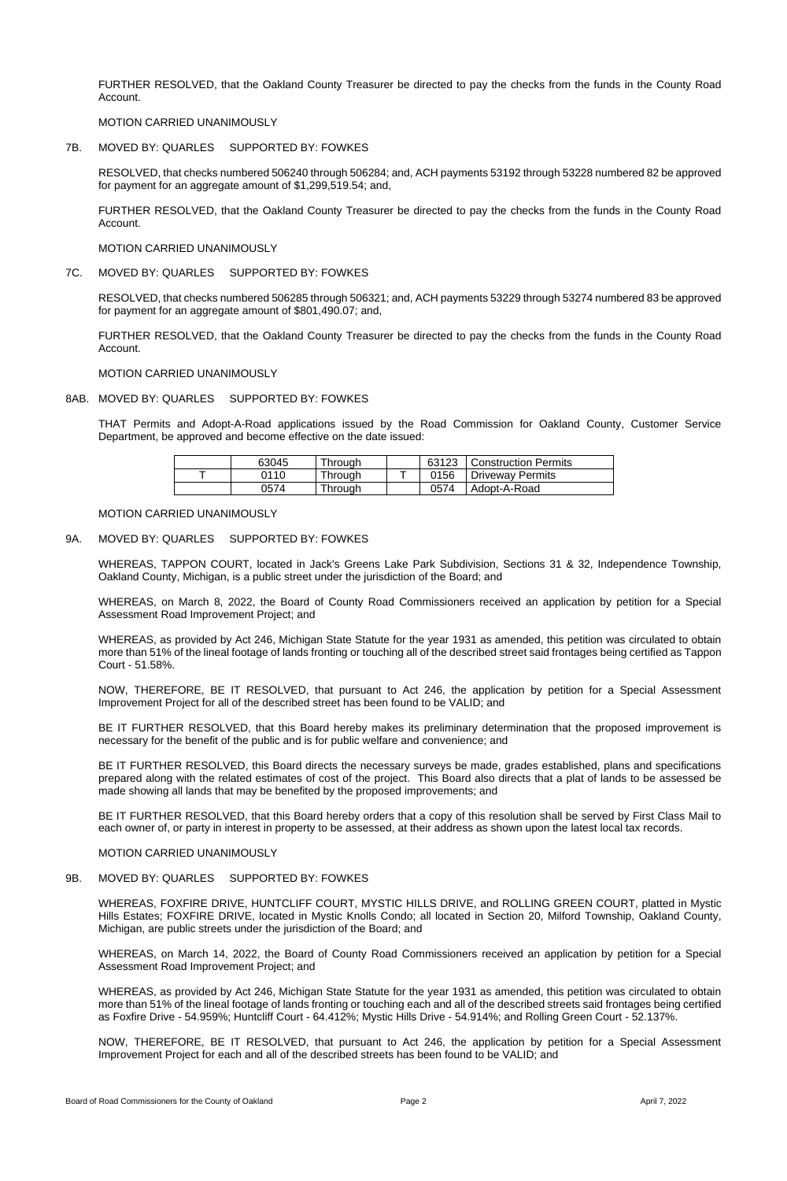FURTHER RESOLVED, that the Oakland County Treasurer be directed to pay the checks from the funds in the County Road Account.

MOTION CARRIED UNANIMOUSLY

7B. MOVED BY: QUARLES SUPPORTED BY: FOWKES

RESOLVED, that checks numbered 506240 through 506284; and, ACH payments 53192 through 53228 numbered 82 be approved for payment for an aggregate amount of $1,299,519.54; and,

FURTHER RESOLVED, that the Oakland County Treasurer be directed to pay the checks from the funds in the County Road Account.

MOTION CARRIED UNANIMOUSLY

7C. MOVED BY: QUARLES SUPPORTED BY: FOWKES

RESOLVED, that checks numbered 506285 through 506321; and, ACH payments 53229 through 53274 numbered 83 be approved for payment for an aggregate amount of $801,490.07; and,

FURTHER RESOLVED, that the Oakland County Treasurer be directed to pay the checks from the funds in the County Road Account.

MOTION CARRIED UNANIMOUSLY

8AB. MOVED BY: QUARLES SUPPORTED BY: FOWKES

THAT Permits and Adopt-A-Road applications issued by the Road Commission for Oakland County, Customer Service Department, be approved and become effective on the date issued:

| | | | | | |
|---|---|---|---|---|---|
| | 63045 | Through | | 63123 | Construction Permits |
| T | 0110 | Through | T | 0156 | Driveway Permits |
| | 0574 | Through | | 0574 | Adopt-A-Road |

MOTION CARRIED UNANIMOUSLY

9A. MOVED BY: QUARLES SUPPORTED BY: FOWKES

WHEREAS, TAPPON COURT, located in Jack's Greens Lake Park Subdivision, Sections 31 & 32, Independence Township, Oakland County, Michigan, is a public street under the jurisdiction of the Board; and

WHEREAS, on March 8, 2022, the Board of County Road Commissioners received an application by petition for a Special Assessment Road Improvement Project; and

WHEREAS, as provided by Act 246, Michigan State Statute for the year 1931 as amended, this petition was circulated to obtain more than 51% of the lineal footage of lands fronting or touching all of the described street said frontages being certified as Tappon Court - 51.58%.

NOW, THEREFORE, BE IT RESOLVED, that pursuant to Act 246, the application by petition for a Special Assessment Improvement Project for all of the described street has been found to be VALID; and

BE IT FURTHER RESOLVED, that this Board hereby makes its preliminary determination that the proposed improvement is necessary for the benefit of the public and is for public welfare and convenience; and

BE IT FURTHER RESOLVED, this Board directs the necessary surveys be made, grades established, plans and specifications prepared along with the related estimates of cost of the project. This Board also directs that a plat of lands to be assessed be made showing all lands that may be benefited by the proposed improvements; and

BE IT FURTHER RESOLVED, that this Board hereby orders that a copy of this resolution shall be served by First Class Mail to each owner of, or party in interest in property to be assessed, at their address as shown upon the latest local tax records.

MOTION CARRIED UNANIMOUSLY

9B. MOVED BY: QUARLES SUPPORTED BY: FOWKES

WHEREAS, FOXFIRE DRIVE, HUNTCLIFF COURT, MYSTIC HILLS DRIVE, and ROLLING GREEN COURT, platted in Mystic Hills Estates; FOXFIRE DRIVE, located in Mystic Knolls Condo; all located in Section 20, Milford Township, Oakland County, Michigan, are public streets under the jurisdiction of the Board; and

WHEREAS, on March 14, 2022, the Board of County Road Commissioners received an application by petition for a Special Assessment Road Improvement Project; and

WHEREAS, as provided by Act 246, Michigan State Statute for the year 1931 as amended, this petition was circulated to obtain more than 51% of the lineal footage of lands fronting or touching each and all of the described streets said frontages being certified as Foxfire Drive - 54.959%; Huntcliff Court - 64.412%; Mystic Hills Drive - 54.914%; and Rolling Green Court - 52.137%.

NOW, THEREFORE, BE IT RESOLVED, that pursuant to Act 246, the application by petition for a Special Assessment Improvement Project for each and all of the described streets has been found to be VALID; and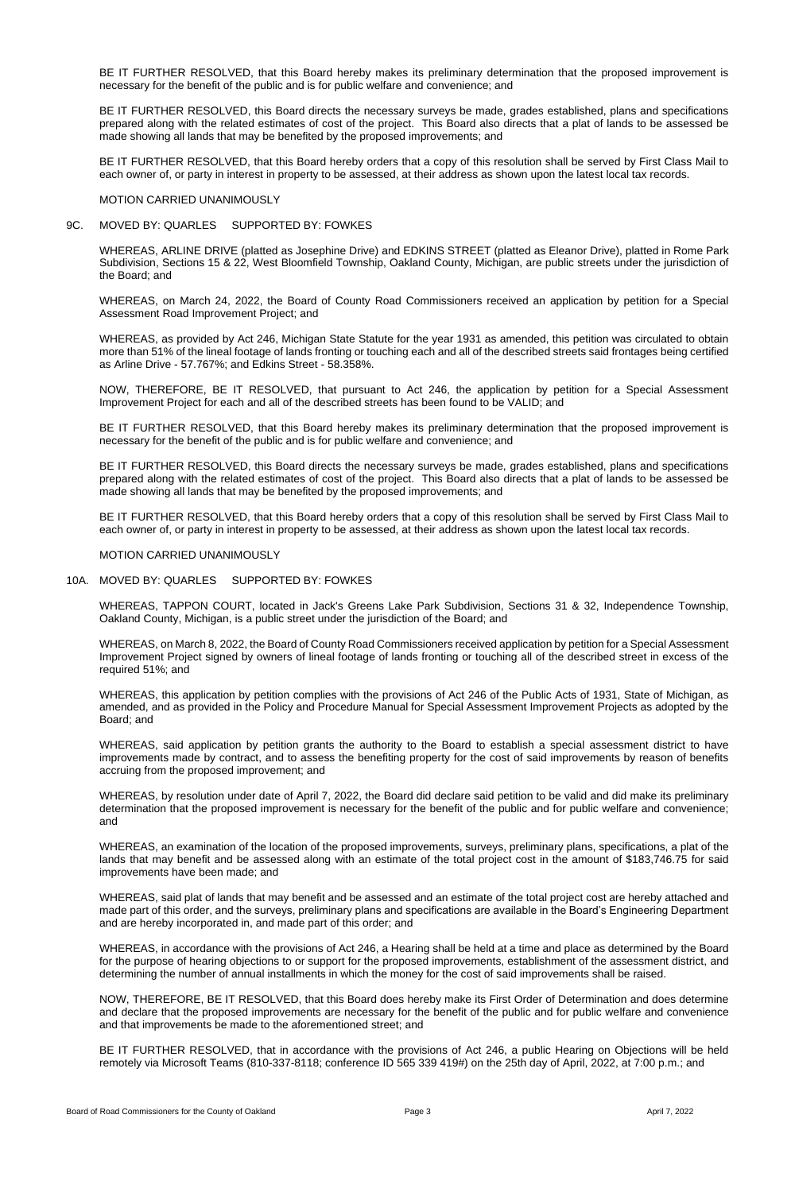BE IT FURTHER RESOLVED, that this Board hereby makes its preliminary determination that the proposed improvement is necessary for the benefit of the public and is for public welfare and convenience; and

BE IT FURTHER RESOLVED, this Board directs the necessary surveys be made, grades established, plans and specifications prepared along with the related estimates of cost of the project. This Board also directs that a plat of lands to be assessed be made showing all lands that may be benefited by the proposed improvements; and

BE IT FURTHER RESOLVED, that this Board hereby orders that a copy of this resolution shall be served by First Class Mail to each owner of, or party in interest in property to be assessed, at their address as shown upon the latest local tax records.

MOTION CARRIED UNANIMOUSLY

9C. MOVED BY: QUARLES SUPPORTED BY: FOWKES

WHEREAS, ARLINE DRIVE (platted as Josephine Drive) and EDKINS STREET (platted as Eleanor Drive), platted in Rome Park Subdivision, Sections 15 & 22, West Bloomfield Township, Oakland County, Michigan, are public streets under the jurisdiction of the Board; and

WHEREAS, on March 24, 2022, the Board of County Road Commissioners received an application by petition for a Special Assessment Road Improvement Project; and

WHEREAS, as provided by Act 246, Michigan State Statute for the year 1931 as amended, this petition was circulated to obtain more than 51% of the lineal footage of lands fronting or touching each and all of the described streets said frontages being certified as Arline Drive - 57.767%; and Edkins Street - 58.358%.

NOW, THEREFORE, BE IT RESOLVED, that pursuant to Act 246, the application by petition for a Special Assessment Improvement Project for each and all of the described streets has been found to be VALID; and

BE IT FURTHER RESOLVED, that this Board hereby makes its preliminary determination that the proposed improvement is necessary for the benefit of the public and is for public welfare and convenience; and

BE IT FURTHER RESOLVED, this Board directs the necessary surveys be made, grades established, plans and specifications prepared along with the related estimates of cost of the project. This Board also directs that a plat of lands to be assessed be made showing all lands that may be benefited by the proposed improvements; and

BE IT FURTHER RESOLVED, that this Board hereby orders that a copy of this resolution shall be served by First Class Mail to each owner of, or party in interest in property to be assessed, at their address as shown upon the latest local tax records.

MOTION CARRIED UNANIMOUSLY

10A. MOVED BY: QUARLES SUPPORTED BY: FOWKES

WHEREAS, TAPPON COURT, located in Jack's Greens Lake Park Subdivision, Sections 31 & 32, Independence Township, Oakland County, Michigan, is a public street under the jurisdiction of the Board; and

WHEREAS, on March 8, 2022, the Board of County Road Commissioners received application by petition for a Special Assessment Improvement Project signed by owners of lineal footage of lands fronting or touching all of the described street in excess of the required 51%; and

WHEREAS, this application by petition complies with the provisions of Act 246 of the Public Acts of 1931, State of Michigan, as amended, and as provided in the Policy and Procedure Manual for Special Assessment Improvement Projects as adopted by the Board; and

WHEREAS, said application by petition grants the authority to the Board to establish a special assessment district to have improvements made by contract, and to assess the benefiting property for the cost of said improvements by reason of benefits accruing from the proposed improvement; and

WHEREAS, by resolution under date of April 7, 2022, the Board did declare said petition to be valid and did make its preliminary determination that the proposed improvement is necessary for the benefit of the public and for public welfare and convenience; and

WHEREAS, an examination of the location of the proposed improvements, surveys, preliminary plans, specifications, a plat of the lands that may benefit and be assessed along with an estimate of the total project cost in the amount of $183,746.75 for said improvements have been made; and

WHEREAS, said plat of lands that may benefit and be assessed and an estimate of the total project cost are hereby attached and made part of this order, and the surveys, preliminary plans and specifications are available in the Board's Engineering Department and are hereby incorporated in, and made part of this order; and

WHEREAS, in accordance with the provisions of Act 246, a Hearing shall be held at a time and place as determined by the Board for the purpose of hearing objections to or support for the proposed improvements, establishment of the assessment district, and determining the number of annual installments in which the money for the cost of said improvements shall be raised.

NOW, THEREFORE, BE IT RESOLVED, that this Board does hereby make its First Order of Determination and does determine and declare that the proposed improvements are necessary for the benefit of the public and for public welfare and convenience and that improvements be made to the aforementioned street; and

BE IT FURTHER RESOLVED, that in accordance with the provisions of Act 246, a public Hearing on Objections will be held remotely via Microsoft Teams (810-337-8118; conference ID 565 339 419#) on the 25th day of April, 2022, at 7:00 p.m.; and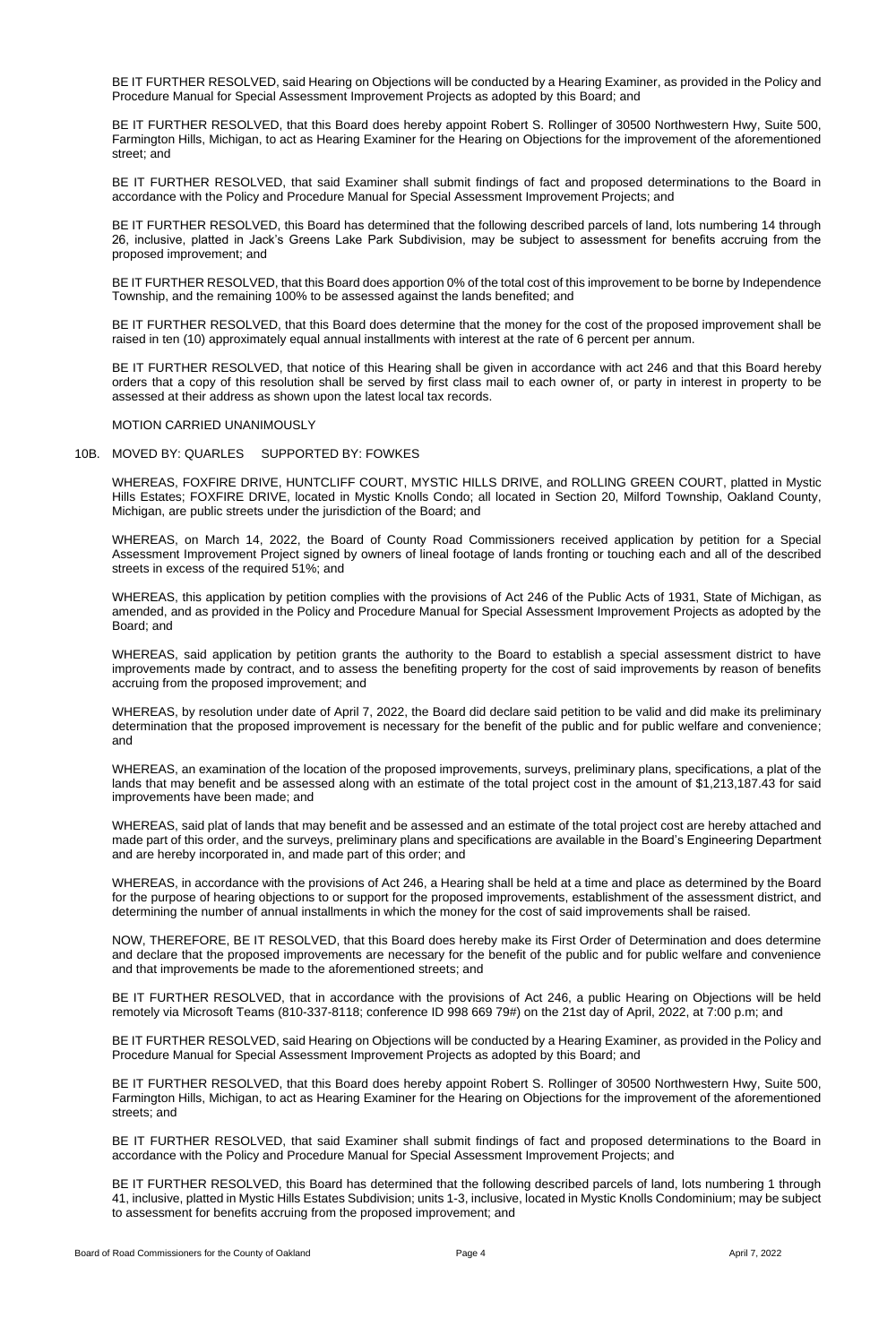BE IT FURTHER RESOLVED, said Hearing on Objections will be conducted by a Hearing Examiner, as provided in the Policy and Procedure Manual for Special Assessment Improvement Projects as adopted by this Board; and

BE IT FURTHER RESOLVED, that this Board does hereby appoint Robert S. Rollinger of 30500 Northwestern Hwy, Suite 500, Farmington Hills, Michigan, to act as Hearing Examiner for the Hearing on Objections for the improvement of the aforementioned street; and

BE IT FURTHER RESOLVED, that said Examiner shall submit findings of fact and proposed determinations to the Board in accordance with the Policy and Procedure Manual for Special Assessment Improvement Projects; and

BE IT FURTHER RESOLVED, this Board has determined that the following described parcels of land, lots numbering 14 through 26, inclusive, platted in Jack's Greens Lake Park Subdivision, may be subject to assessment for benefits accruing from the proposed improvement; and

BE IT FURTHER RESOLVED, that this Board does apportion 0% of the total cost of this improvement to be borne by Independence Township, and the remaining 100% to be assessed against the lands benefited; and

BE IT FURTHER RESOLVED, that this Board does determine that the money for the cost of the proposed improvement shall be raised in ten (10) approximately equal annual installments with interest at the rate of 6 percent per annum.

BE IT FURTHER RESOLVED, that notice of this Hearing shall be given in accordance with act 246 and that this Board hereby orders that a copy of this resolution shall be served by first class mail to each owner of, or party in interest in property to be assessed at their address as shown upon the latest local tax records.

MOTION CARRIED UNANIMOUSLY

10B. MOVED BY: QUARLES SUPPORTED BY: FOWKES

WHEREAS, FOXFIRE DRIVE, HUNTCLIFF COURT, MYSTIC HILLS DRIVE, and ROLLING GREEN COURT, platted in Mystic Hills Estates; FOXFIRE DRIVE, located in Mystic Knolls Condo; all located in Section 20, Milford Township, Oakland County, Michigan, are public streets under the jurisdiction of the Board; and

WHEREAS, on March 14, 2022, the Board of County Road Commissioners received application by petition for a Special Assessment Improvement Project signed by owners of lineal footage of lands fronting or touching each and all of the described streets in excess of the required 51%; and

WHEREAS, this application by petition complies with the provisions of Act 246 of the Public Acts of 1931, State of Michigan, as amended, and as provided in the Policy and Procedure Manual for Special Assessment Improvement Projects as adopted by the Board; and

WHEREAS, said application by petition grants the authority to the Board to establish a special assessment district to have improvements made by contract, and to assess the benefiting property for the cost of said improvements by reason of benefits accruing from the proposed improvement; and

WHEREAS, by resolution under date of April 7, 2022, the Board did declare said petition to be valid and did make its preliminary determination that the proposed improvement is necessary for the benefit of the public and for public welfare and convenience; and

WHEREAS, an examination of the location of the proposed improvements, surveys, preliminary plans, specifications, a plat of the lands that may benefit and be assessed along with an estimate of the total project cost in the amount of $1,213,187.43 for said improvements have been made; and

WHEREAS, said plat of lands that may benefit and be assessed and an estimate of the total project cost are hereby attached and made part of this order, and the surveys, preliminary plans and specifications are available in the Board's Engineering Department and are hereby incorporated in, and made part of this order; and

WHEREAS, in accordance with the provisions of Act 246, a Hearing shall be held at a time and place as determined by the Board for the purpose of hearing objections to or support for the proposed improvements, establishment of the assessment district, and determining the number of annual installments in which the money for the cost of said improvements shall be raised.

NOW, THEREFORE, BE IT RESOLVED, that this Board does hereby make its First Order of Determination and does determine and declare that the proposed improvements are necessary for the benefit of the public and for public welfare and convenience and that improvements be made to the aforementioned streets; and

BE IT FURTHER RESOLVED, that in accordance with the provisions of Act 246, a public Hearing on Objections will be held remotely via Microsoft Teams (810-337-8118; conference ID 998 669 79#) on the 21st day of April, 2022, at 7:00 p.m; and

BE IT FURTHER RESOLVED, said Hearing on Objections will be conducted by a Hearing Examiner, as provided in the Policy and Procedure Manual for Special Assessment Improvement Projects as adopted by this Board; and

BE IT FURTHER RESOLVED, that this Board does hereby appoint Robert S. Rollinger of 30500 Northwestern Hwy, Suite 500, Farmington Hills, Michigan, to act as Hearing Examiner for the Hearing on Objections for the improvement of the aforementioned streets; and

BE IT FURTHER RESOLVED, that said Examiner shall submit findings of fact and proposed determinations to the Board in accordance with the Policy and Procedure Manual for Special Assessment Improvement Projects; and

BE IT FURTHER RESOLVED, this Board has determined that the following described parcels of land, lots numbering 1 through 41, inclusive, platted in Mystic Hills Estates Subdivision; units 1-3, inclusive, located in Mystic Knolls Condominium; may be subject to assessment for benefits accruing from the proposed improvement; and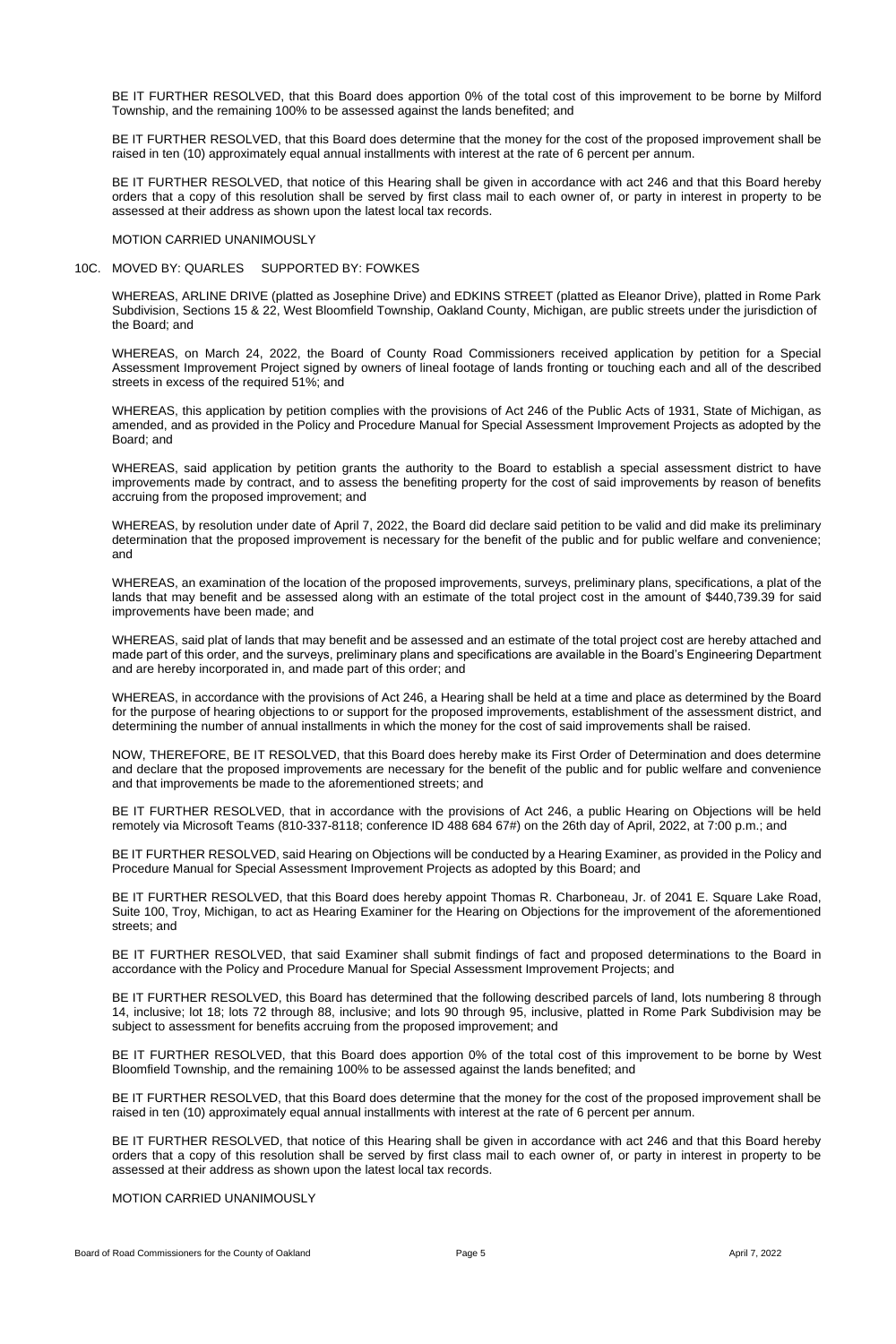BE IT FURTHER RESOLVED, that this Board does apportion 0% of the total cost of this improvement to be borne by Milford Township, and the remaining 100% to be assessed against the lands benefited; and

BE IT FURTHER RESOLVED, that this Board does determine that the money for the cost of the proposed improvement shall be raised in ten (10) approximately equal annual installments with interest at the rate of 6 percent per annum.

BE IT FURTHER RESOLVED, that notice of this Hearing shall be given in accordance with act 246 and that this Board hereby orders that a copy of this resolution shall be served by first class mail to each owner of, or party in interest in property to be assessed at their address as shown upon the latest local tax records.

MOTION CARRIED UNANIMOUSLY

10C. MOVED BY: QUARLES SUPPORTED BY: FOWKES

WHEREAS, ARLINE DRIVE (platted as Josephine Drive) and EDKINS STREET (platted as Eleanor Drive), platted in Rome Park Subdivision, Sections 15 & 22, West Bloomfield Township, Oakland County, Michigan, are public streets under the jurisdiction of the Board; and

WHEREAS, on March 24, 2022, the Board of County Road Commissioners received application by petition for a Special Assessment Improvement Project signed by owners of lineal footage of lands fronting or touching each and all of the described streets in excess of the required 51%; and

WHEREAS, this application by petition complies with the provisions of Act 246 of the Public Acts of 1931, State of Michigan, as amended, and as provided in the Policy and Procedure Manual for Special Assessment Improvement Projects as adopted by the Board; and

WHEREAS, said application by petition grants the authority to the Board to establish a special assessment district to have improvements made by contract, and to assess the benefiting property for the cost of said improvements by reason of benefits accruing from the proposed improvement; and

WHEREAS, by resolution under date of April 7, 2022, the Board did declare said petition to be valid and did make its preliminary determination that the proposed improvement is necessary for the benefit of the public and for public welfare and convenience; and

WHEREAS, an examination of the location of the proposed improvements, surveys, preliminary plans, specifications, a plat of the lands that may benefit and be assessed along with an estimate of the total project cost in the amount of $440,739.39 for said improvements have been made; and

WHEREAS, said plat of lands that may benefit and be assessed and an estimate of the total project cost are hereby attached and made part of this order, and the surveys, preliminary plans and specifications are available in the Board's Engineering Department and are hereby incorporated in, and made part of this order; and

WHEREAS, in accordance with the provisions of Act 246, a Hearing shall be held at a time and place as determined by the Board for the purpose of hearing objections to or support for the proposed improvements, establishment of the assessment district, and determining the number of annual installments in which the money for the cost of said improvements shall be raised.

NOW, THEREFORE, BE IT RESOLVED, that this Board does hereby make its First Order of Determination and does determine and declare that the proposed improvements are necessary for the benefit of the public and for public welfare and convenience and that improvements be made to the aforementioned streets; and

BE IT FURTHER RESOLVED, that in accordance with the provisions of Act 246, a public Hearing on Objections will be held remotely via Microsoft Teams (810-337-8118; conference ID 488 684 67#) on the 26th day of April, 2022, at 7:00 p.m.; and

BE IT FURTHER RESOLVED, said Hearing on Objections will be conducted by a Hearing Examiner, as provided in the Policy and Procedure Manual for Special Assessment Improvement Projects as adopted by this Board; and

BE IT FURTHER RESOLVED, that this Board does hereby appoint Thomas R. Charboneau, Jr. of 2041 E. Square Lake Road, Suite 100, Troy, Michigan, to act as Hearing Examiner for the Hearing on Objections for the improvement of the aforementioned streets; and

BE IT FURTHER RESOLVED, that said Examiner shall submit findings of fact and proposed determinations to the Board in accordance with the Policy and Procedure Manual for Special Assessment Improvement Projects; and

BE IT FURTHER RESOLVED, this Board has determined that the following described parcels of land, lots numbering 8 through 14, inclusive; lot 18; lots 72 through 88, inclusive; and lots 90 through 95, inclusive, platted in Rome Park Subdivision may be subject to assessment for benefits accruing from the proposed improvement; and

BE IT FURTHER RESOLVED, that this Board does apportion 0% of the total cost of this improvement to be borne by West Bloomfield Township, and the remaining 100% to be assessed against the lands benefited; and

BE IT FURTHER RESOLVED, that this Board does determine that the money for the cost of the proposed improvement shall be raised in ten (10) approximately equal annual installments with interest at the rate of 6 percent per annum.

BE IT FURTHER RESOLVED, that notice of this Hearing shall be given in accordance with act 246 and that this Board hereby orders that a copy of this resolution shall be served by first class mail to each owner of, or party in interest in property to be assessed at their address as shown upon the latest local tax records.

MOTION CARRIED UNANIMOUSLY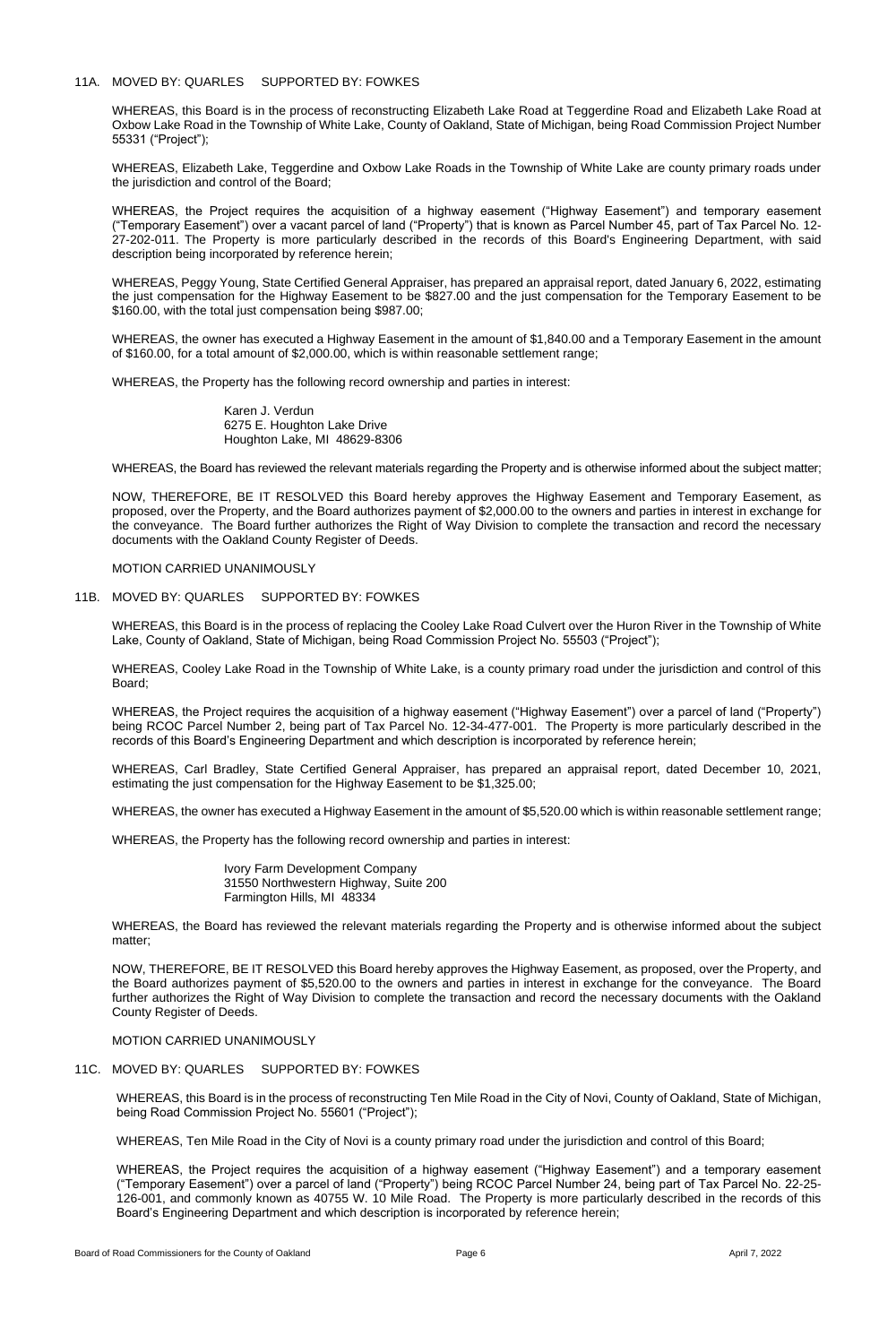11A. MOVED BY: QUARLES SUPPORTED BY: FOWKES

WHEREAS, this Board is in the process of reconstructing Elizabeth Lake Road at Teggerdine Road and Elizabeth Lake Road at Oxbow Lake Road in the Township of White Lake, County of Oakland, State of Michigan, being Road Commission Project Number 55331 ("Project");

WHEREAS, Elizabeth Lake, Teggerdine and Oxbow Lake Roads in the Township of White Lake are county primary roads under the jurisdiction and control of the Board;

WHEREAS, the Project requires the acquisition of a highway easement ("Highway Easement") and temporary easement ("Temporary Easement") over a vacant parcel of land ("Property") that is known as Parcel Number 45, part of Tax Parcel No. 12-27-202-011. The Property is more particularly described in the records of this Board's Engineering Department, with said description being incorporated by reference herein;

WHEREAS, Peggy Young, State Certified General Appraiser, has prepared an appraisal report, dated January 6, 2022, estimating the just compensation for the Highway Easement to be $827.00 and the just compensation for the Temporary Easement to be $160.00, with the total just compensation being $987.00;

WHEREAS, the owner has executed a Highway Easement in the amount of $1,840.00 and a Temporary Easement in the amount of $160.00, for a total amount of $2,000.00, which is within reasonable settlement range;

WHEREAS, the Property has the following record ownership and parties in interest:

Karen J. Verdun
6275 E. Houghton Lake Drive
Houghton Lake, MI 48629-8306

WHEREAS, the Board has reviewed the relevant materials regarding the Property and is otherwise informed about the subject matter;

NOW, THEREFORE, BE IT RESOLVED this Board hereby approves the Highway Easement and Temporary Easement, as proposed, over the Property, and the Board authorizes payment of $2,000.00 to the owners and parties in interest in exchange for the conveyance. The Board further authorizes the Right of Way Division to complete the transaction and record the necessary documents with the Oakland County Register of Deeds.

MOTION CARRIED UNANIMOUSLY

11B. MOVED BY: QUARLES SUPPORTED BY: FOWKES

WHEREAS, this Board is in the process of replacing the Cooley Lake Road Culvert over the Huron River in the Township of White Lake, County of Oakland, State of Michigan, being Road Commission Project No. 55503 ("Project");

WHEREAS, Cooley Lake Road in the Township of White Lake, is a county primary road under the jurisdiction and control of this Board;

WHEREAS, the Project requires the acquisition of a highway easement ("Highway Easement") over a parcel of land ("Property") being RCOC Parcel Number 2, being part of Tax Parcel No. 12-34-477-001. The Property is more particularly described in the records of this Board's Engineering Department and which description is incorporated by reference herein;

WHEREAS, Carl Bradley, State Certified General Appraiser, has prepared an appraisal report, dated December 10, 2021, estimating the just compensation for the Highway Easement to be $1,325.00;

WHEREAS, the owner has executed a Highway Easement in the amount of $5,520.00 which is within reasonable settlement range;

WHEREAS, the Property has the following record ownership and parties in interest:

Ivory Farm Development Company
31550 Northwestern Highway, Suite 200
Farmington Hills, MI 48334

WHEREAS, the Board has reviewed the relevant materials regarding the Property and is otherwise informed about the subject matter;

NOW, THEREFORE, BE IT RESOLVED this Board hereby approves the Highway Easement, as proposed, over the Property, and the Board authorizes payment of $5,520.00 to the owners and parties in interest in exchange for the conveyance. The Board further authorizes the Right of Way Division to complete the transaction and record the necessary documents with the Oakland County Register of Deeds.

MOTION CARRIED UNANIMOUSLY

11C. MOVED BY: QUARLES SUPPORTED BY: FOWKES

WHEREAS, this Board is in the process of reconstructing Ten Mile Road in the City of Novi, County of Oakland, State of Michigan, being Road Commission Project No. 55601 ("Project");

WHEREAS, Ten Mile Road in the City of Novi is a county primary road under the jurisdiction and control of this Board;

WHEREAS, the Project requires the acquisition of a highway easement ("Highway Easement") and a temporary easement ("Temporary Easement") over a parcel of land ("Property") being RCOC Parcel Number 24, being part of Tax Parcel No. 22-25-126-001, and commonly known as 40755 W. 10 Mile Road. The Property is more particularly described in the records of this Board's Engineering Department and which description is incorporated by reference herein;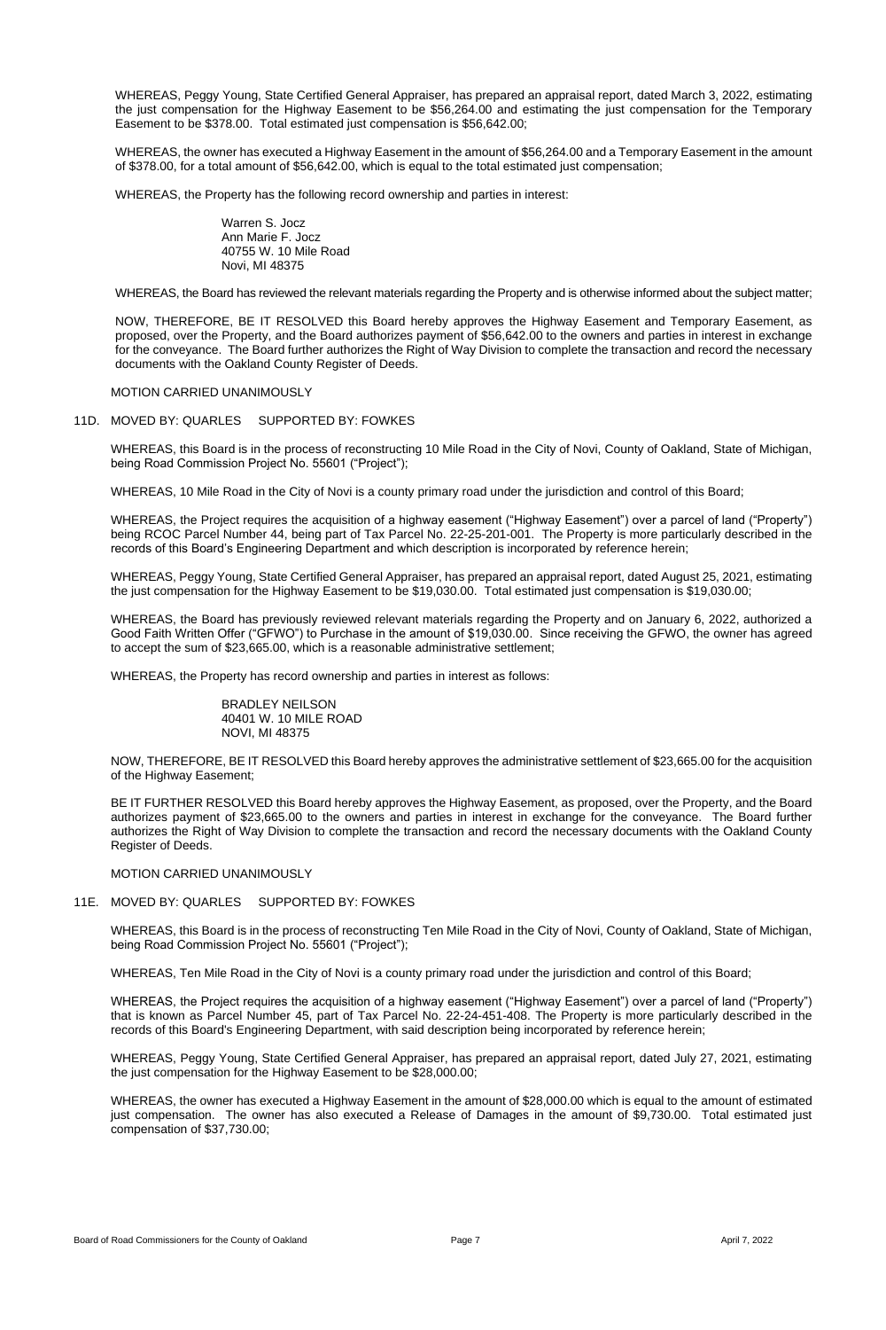WHEREAS, Peggy Young, State Certified General Appraiser, has prepared an appraisal report, dated March 3, 2022, estimating the just compensation for the Highway Easement to be $56,264.00 and estimating the just compensation for the Temporary Easement to be $378.00. Total estimated just compensation is $56,642.00;

WHEREAS, the owner has executed a Highway Easement in the amount of $56,264.00 and a Temporary Easement in the amount of $378.00, for a total amount of $56,642.00, which is equal to the total estimated just compensation;

WHEREAS, the Property has the following record ownership and parties in interest:

Warren S. Jocz
Ann Marie F. Jocz
40755 W. 10 Mile Road
Novi, MI 48375

WHEREAS, the Board has reviewed the relevant materials regarding the Property and is otherwise informed about the subject matter;

NOW, THEREFORE, BE IT RESOLVED this Board hereby approves the Highway Easement and Temporary Easement, as proposed, over the Property, and the Board authorizes payment of $56,642.00 to the owners and parties in interest in exchange for the conveyance. The Board further authorizes the Right of Way Division to complete the transaction and record the necessary documents with the Oakland County Register of Deeds.

MOTION CARRIED UNANIMOUSLY

11D. MOVED BY: QUARLES SUPPORTED BY: FOWKES

WHEREAS, this Board is in the process of reconstructing 10 Mile Road in the City of Novi, County of Oakland, State of Michigan, being Road Commission Project No. 55601 ("Project");

WHEREAS, 10 Mile Road in the City of Novi is a county primary road under the jurisdiction and control of this Board;

WHEREAS, the Project requires the acquisition of a highway easement ("Highway Easement") over a parcel of land ("Property") being RCOC Parcel Number 44, being part of Tax Parcel No. 22-25-201-001. The Property is more particularly described in the records of this Board's Engineering Department and which description is incorporated by reference herein;

WHEREAS, Peggy Young, State Certified General Appraiser, has prepared an appraisal report, dated August 25, 2021, estimating the just compensation for the Highway Easement to be $19,030.00. Total estimated just compensation is $19,030.00;

WHEREAS, the Board has previously reviewed relevant materials regarding the Property and on January 6, 2022, authorized a Good Faith Written Offer ("GFWO") to Purchase in the amount of $19,030.00. Since receiving the GFWO, the owner has agreed to accept the sum of $23,665.00, which is a reasonable administrative settlement;

WHEREAS, the Property has record ownership and parties in interest as follows:

BRADLEY NEILSON
40401 W. 10 MILE ROAD
NOVI, MI 48375

NOW, THEREFORE, BE IT RESOLVED this Board hereby approves the administrative settlement of $23,665.00 for the acquisition of the Highway Easement;

BE IT FURTHER RESOLVED this Board hereby approves the Highway Easement, as proposed, over the Property, and the Board authorizes payment of $23,665.00 to the owners and parties in interest in exchange for the conveyance. The Board further authorizes the Right of Way Division to complete the transaction and record the necessary documents with the Oakland County Register of Deeds.

MOTION CARRIED UNANIMOUSLY

11E. MOVED BY: QUARLES SUPPORTED BY: FOWKES

WHEREAS, this Board is in the process of reconstructing Ten Mile Road in the City of Novi, County of Oakland, State of Michigan, being Road Commission Project No. 55601 ("Project");

WHEREAS, Ten Mile Road in the City of Novi is a county primary road under the jurisdiction and control of this Board;

WHEREAS, the Project requires the acquisition of a highway easement ("Highway Easement") over a parcel of land ("Property") that is known as Parcel Number 45, part of Tax Parcel No. 22-24-451-408. The Property is more particularly described in the records of this Board's Engineering Department, with said description being incorporated by reference herein;

WHEREAS, Peggy Young, State Certified General Appraiser, has prepared an appraisal report, dated July 27, 2021, estimating the just compensation for the Highway Easement to be $28,000.00;

WHEREAS, the owner has executed a Highway Easement in the amount of $28,000.00 which is equal to the amount of estimated just compensation. The owner has also executed a Release of Damages in the amount of $9,730.00. Total estimated just compensation of $37,730.00;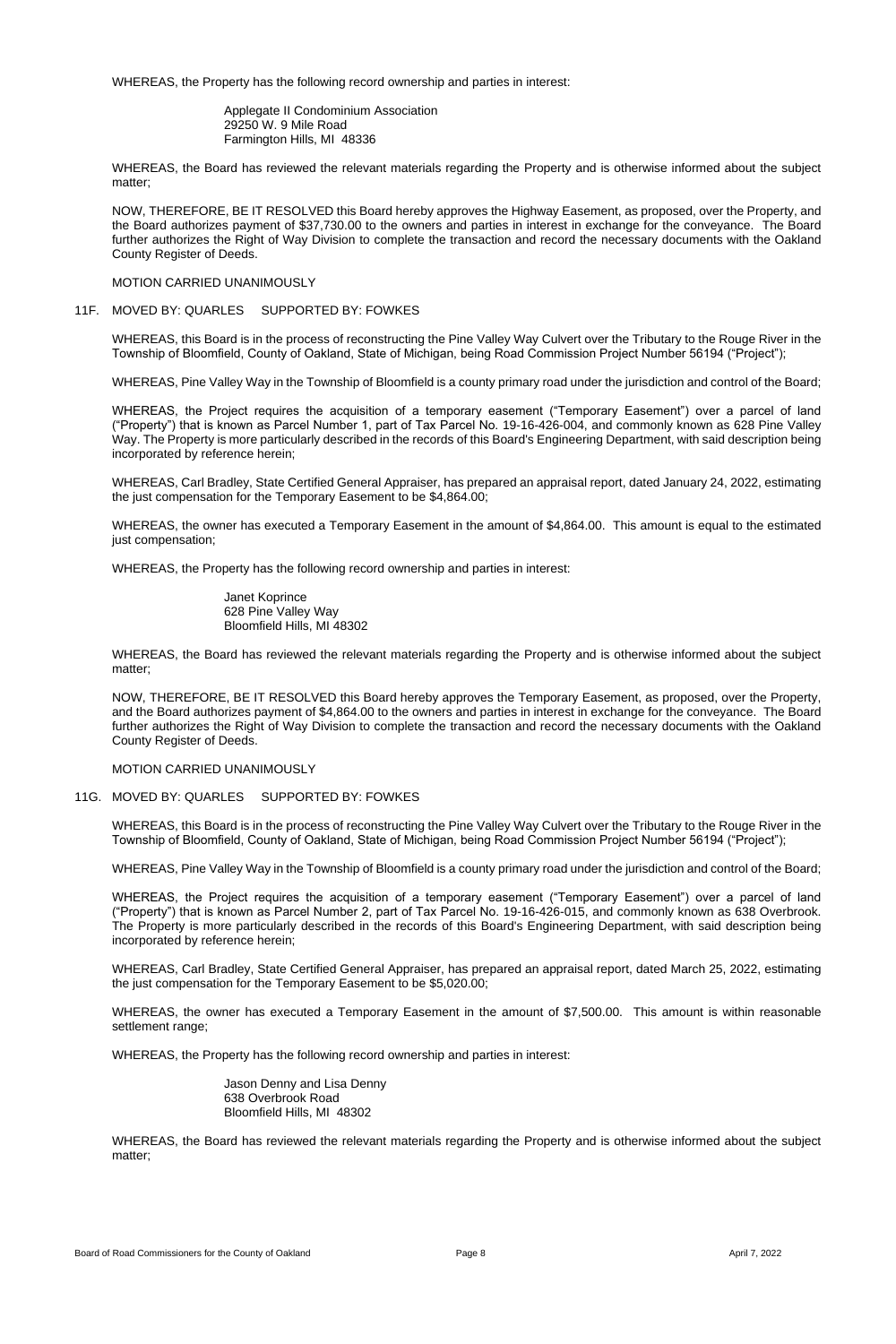WHEREAS, the Property has the following record ownership and parties in interest:

Applegate II Condominium Association
29250 W. 9 Mile Road
Farmington Hills, MI 48336

WHEREAS, the Board has reviewed the relevant materials regarding the Property and is otherwise informed about the subject matter;

NOW, THEREFORE, BE IT RESOLVED this Board hereby approves the Highway Easement, as proposed, over the Property, and the Board authorizes payment of $37,730.00 to the owners and parties in interest in exchange for the conveyance. The Board further authorizes the Right of Way Division to complete the transaction and record the necessary documents with the Oakland County Register of Deeds.

MOTION CARRIED UNANIMOUSLY

11F. MOVED BY: QUARLES SUPPORTED BY: FOWKES

WHEREAS, this Board is in the process of reconstructing the Pine Valley Way Culvert over the Tributary to the Rouge River in the Township of Bloomfield, County of Oakland, State of Michigan, being Road Commission Project Number 56194 ("Project");

WHEREAS, Pine Valley Way in the Township of Bloomfield is a county primary road under the jurisdiction and control of the Board;

WHEREAS, the Project requires the acquisition of a temporary easement ("Temporary Easement") over a parcel of land ("Property") that is known as Parcel Number 1, part of Tax Parcel No. 19-16-426-004, and commonly known as 628 Pine Valley Way. The Property is more particularly described in the records of this Board's Engineering Department, with said description being incorporated by reference herein;

WHEREAS, Carl Bradley, State Certified General Appraiser, has prepared an appraisal report, dated January 24, 2022, estimating the just compensation for the Temporary Easement to be $4,864.00;

WHEREAS, the owner has executed a Temporary Easement in the amount of $4,864.00. This amount is equal to the estimated just compensation;

WHEREAS, the Property has the following record ownership and parties in interest:

Janet Koprince
628 Pine Valley Way
Bloomfield Hills, MI 48302

WHEREAS, the Board has reviewed the relevant materials regarding the Property and is otherwise informed about the subject matter;

NOW, THEREFORE, BE IT RESOLVED this Board hereby approves the Temporary Easement, as proposed, over the Property, and the Board authorizes payment of $4,864.00 to the owners and parties in interest in exchange for the conveyance. The Board further authorizes the Right of Way Division to complete the transaction and record the necessary documents with the Oakland County Register of Deeds.

MOTION CARRIED UNANIMOUSLY

11G. MOVED BY: QUARLES SUPPORTED BY: FOWKES

WHEREAS, this Board is in the process of reconstructing the Pine Valley Way Culvert over the Tributary to the Rouge River in the Township of Bloomfield, County of Oakland, State of Michigan, being Road Commission Project Number 56194 ("Project");

WHEREAS, Pine Valley Way in the Township of Bloomfield is a county primary road under the jurisdiction and control of the Board;

WHEREAS, the Project requires the acquisition of a temporary easement ("Temporary Easement") over a parcel of land ("Property") that is known as Parcel Number 2, part of Tax Parcel No. 19-16-426-015, and commonly known as 638 Overbrook. The Property is more particularly described in the records of this Board's Engineering Department, with said description being incorporated by reference herein;

WHEREAS, Carl Bradley, State Certified General Appraiser, has prepared an appraisal report, dated March 25, 2022, estimating the just compensation for the Temporary Easement to be $5,020.00;

WHEREAS, the owner has executed a Temporary Easement in the amount of $7,500.00. This amount is within reasonable settlement range;

WHEREAS, the Property has the following record ownership and parties in interest:

Jason Denny and Lisa Denny
638 Overbrook Road
Bloomfield Hills, MI 48302

WHEREAS, the Board has reviewed the relevant materials regarding the Property and is otherwise informed about the subject matter;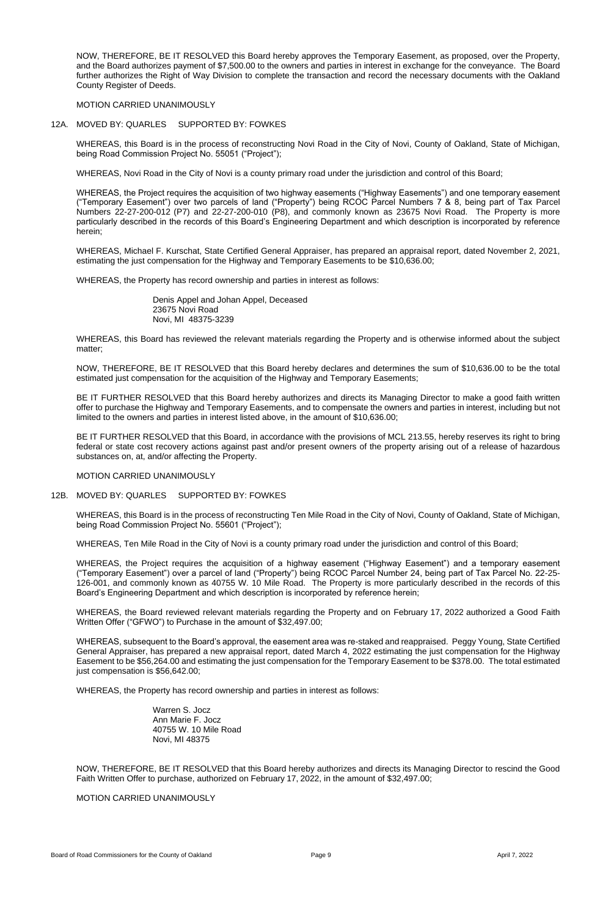NOW, THEREFORE, BE IT RESOLVED this Board hereby approves the Temporary Easement, as proposed, over the Property, and the Board authorizes payment of $7,500.00 to the owners and parties in interest in exchange for the conveyance. The Board further authorizes the Right of Way Division to complete the transaction and record the necessary documents with the Oakland County Register of Deeds.

MOTION CARRIED UNANIMOUSLY

12A. MOVED BY: QUARLES SUPPORTED BY: FOWKES

WHEREAS, this Board is in the process of reconstructing Novi Road in the City of Novi, County of Oakland, State of Michigan, being Road Commission Project No. 55051 ("Project");

WHEREAS, Novi Road in the City of Novi is a county primary road under the jurisdiction and control of this Board;

WHEREAS, the Project requires the acquisition of two highway easements ("Highway Easements") and one temporary easement ("Temporary Easement") over two parcels of land ("Property") being RCOC Parcel Numbers 7 & 8, being part of Tax Parcel Numbers 22-27-200-012 (P7) and 22-27-200-010 (P8), and commonly known as 23675 Novi Road. The Property is more particularly described in the records of this Board's Engineering Department and which description is incorporated by reference herein;

WHEREAS, Michael F. Kurschat, State Certified General Appraiser, has prepared an appraisal report, dated November 2, 2021, estimating the just compensation for the Highway and Temporary Easements to be $10,636.00;

WHEREAS, the Property has record ownership and parties in interest as follows:

Denis Appel and Johan Appel, Deceased
23675 Novi Road
Novi, MI 48375-3239

WHEREAS, this Board has reviewed the relevant materials regarding the Property and is otherwise informed about the subject matter;

NOW, THEREFORE, BE IT RESOLVED that this Board hereby declares and determines the sum of $10,636.00 to be the total estimated just compensation for the acquisition of the Highway and Temporary Easements;

BE IT FURTHER RESOLVED that this Board hereby authorizes and directs its Managing Director to make a good faith written offer to purchase the Highway and Temporary Easements, and to compensate the owners and parties in interest, including but not limited to the owners and parties in interest listed above, in the amount of $10,636.00;

BE IT FURTHER RESOLVED that this Board, in accordance with the provisions of MCL 213.55, hereby reserves its right to bring federal or state cost recovery actions against past and/or present owners of the property arising out of a release of hazardous substances on, at, and/or affecting the Property.

MOTION CARRIED UNANIMOUSLY

12B. MOVED BY: QUARLES SUPPORTED BY: FOWKES

WHEREAS, this Board is in the process of reconstructing Ten Mile Road in the City of Novi, County of Oakland, State of Michigan, being Road Commission Project No. 55601 ("Project");

WHEREAS, Ten Mile Road in the City of Novi is a county primary road under the jurisdiction and control of this Board;

WHEREAS, the Project requires the acquisition of a highway easement ("Highway Easement") and a temporary easement ("Temporary Easement") over a parcel of land ("Property") being RCOC Parcel Number 24, being part of Tax Parcel No. 22-25-126-001, and commonly known as 40755 W. 10 Mile Road. The Property is more particularly described in the records of this Board's Engineering Department and which description is incorporated by reference herein;

WHEREAS, the Board reviewed relevant materials regarding the Property and on February 17, 2022 authorized a Good Faith Written Offer ("GFWO") to Purchase in the amount of $32,497.00;

WHEREAS, subsequent to the Board's approval, the easement area was re-staked and reappraised. Peggy Young, State Certified General Appraiser, has prepared a new appraisal report, dated March 4, 2022 estimating the just compensation for the Highway Easement to be $56,264.00 and estimating the just compensation for the Temporary Easement to be $378.00. The total estimated just compensation is $56,642.00;

WHEREAS, the Property has record ownership and parties in interest as follows:

Warren S. Jocz
Ann Marie F. Jocz
40755 W. 10 Mile Road
Novi, MI 48375

NOW, THEREFORE, BE IT RESOLVED that this Board hereby authorizes and directs its Managing Director to rescind the Good Faith Written Offer to purchase, authorized on February 17, 2022, in the amount of $32,497.00;

MOTION CARRIED UNANIMOUSLY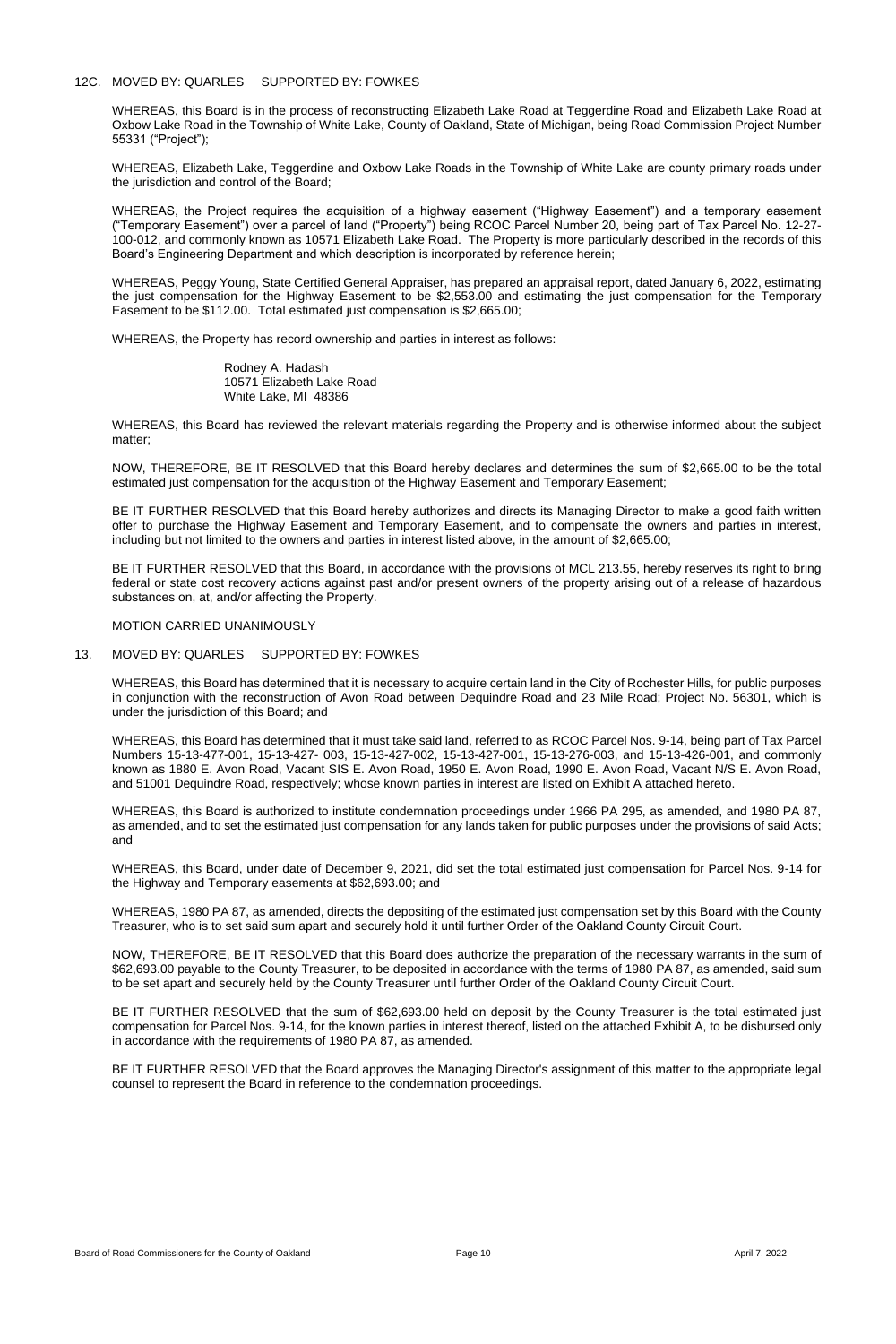12C. MOVED BY: QUARLES SUPPORTED BY: FOWKES

WHEREAS, this Board is in the process of reconstructing Elizabeth Lake Road at Teggerdine Road and Elizabeth Lake Road at Oxbow Lake Road in the Township of White Lake, County of Oakland, State of Michigan, being Road Commission Project Number 55331 ("Project");

WHEREAS, Elizabeth Lake, Teggerdine and Oxbow Lake Roads in the Township of White Lake are county primary roads under the jurisdiction and control of the Board;

WHEREAS, the Project requires the acquisition of a highway easement ("Highway Easement") and a temporary easement ("Temporary Easement") over a parcel of land ("Property") being RCOC Parcel Number 20, being part of Tax Parcel No. 12-27-100-012, and commonly known as 10571 Elizabeth Lake Road. The Property is more particularly described in the records of this Board's Engineering Department and which description is incorporated by reference herein;

WHEREAS, Peggy Young, State Certified General Appraiser, has prepared an appraisal report, dated January 6, 2022, estimating the just compensation for the Highway Easement to be $2,553.00 and estimating the just compensation for the Temporary Easement to be $112.00. Total estimated just compensation is $2,665.00;

WHEREAS, the Property has record ownership and parties in interest as follows:

Rodney A. Hadash  
10571 Elizabeth Lake Road  
White Lake, MI 48386

WHEREAS, this Board has reviewed the relevant materials regarding the Property and is otherwise informed about the subject matter;

NOW, THEREFORE, BE IT RESOLVED that this Board hereby declares and determines the sum of $2,665.00 to be the total estimated just compensation for the acquisition of the Highway Easement and Temporary Easement;

BE IT FURTHER RESOLVED that this Board hereby authorizes and directs its Managing Director to make a good faith written offer to purchase the Highway Easement and Temporary Easement, and to compensate the owners and parties in interest, including but not limited to the owners and parties in interest listed above, in the amount of $2,665.00;

BE IT FURTHER RESOLVED that this Board, in accordance with the provisions of MCL 213.55, hereby reserves its right to bring federal or state cost recovery actions against past and/or present owners of the property arising out of a release of hazardous substances on, at, and/or affecting the Property.

MOTION CARRIED UNANIMOUSLY

13. MOVED BY: QUARLES SUPPORTED BY: FOWKES

WHEREAS, this Board has determined that it is necessary to acquire certain land in the City of Rochester Hills, for public purposes in conjunction with the reconstruction of Avon Road between Dequindre Road and 23 Mile Road; Project No. 56301, which is under the jurisdiction of this Board; and

WHEREAS, this Board has determined that it must take said land, referred to as RCOC Parcel Nos. 9-14, being part of Tax Parcel Numbers 15-13-477-001, 15-13-427- 003, 15-13-427-002, 15-13-427-001, 15-13-276-003, and 15-13-426-001, and commonly known as 1880 E. Avon Road, Vacant SIS E. Avon Road, 1950 E. Avon Road, 1990 E. Avon Road, Vacant N/S E. Avon Road, and 51001 Dequindre Road, respectively; whose known parties in interest are listed on Exhibit A attached hereto.

WHEREAS, this Board is authorized to institute condemnation proceedings under 1966 PA 295, as amended, and 1980 PA 87, as amended, and to set the estimated just compensation for any lands taken for public purposes under the provisions of said Acts; and

WHEREAS, this Board, under date of December 9, 2021, did set the total estimated just compensation for Parcel Nos. 9-14 for the Highway and Temporary easements at $62,693.00; and

WHEREAS, 1980 PA 87, as amended, directs the depositing of the estimated just compensation set by this Board with the County Treasurer, who is to set said sum apart and securely hold it until further Order of the Oakland County Circuit Court.

NOW, THEREFORE, BE IT RESOLVED that this Board does authorize the preparation of the necessary warrants in the sum of $62,693.00 payable to the County Treasurer, to be deposited in accordance with the terms of 1980 PA 87, as amended, said sum to be set apart and securely held by the County Treasurer until further Order of the Oakland County Circuit Court.

BE IT FURTHER RESOLVED that the sum of $62,693.00 held on deposit by the County Treasurer is the total estimated just compensation for Parcel Nos. 9-14, for the known parties in interest thereof, listed on the attached Exhibit A, to be disbursed only in accordance with the requirements of 1980 PA 87, as amended.

BE IT FURTHER RESOLVED that the Board approves the Managing Director's assignment of this matter to the appropriate legal counsel to represent the Board in reference to the condemnation proceedings.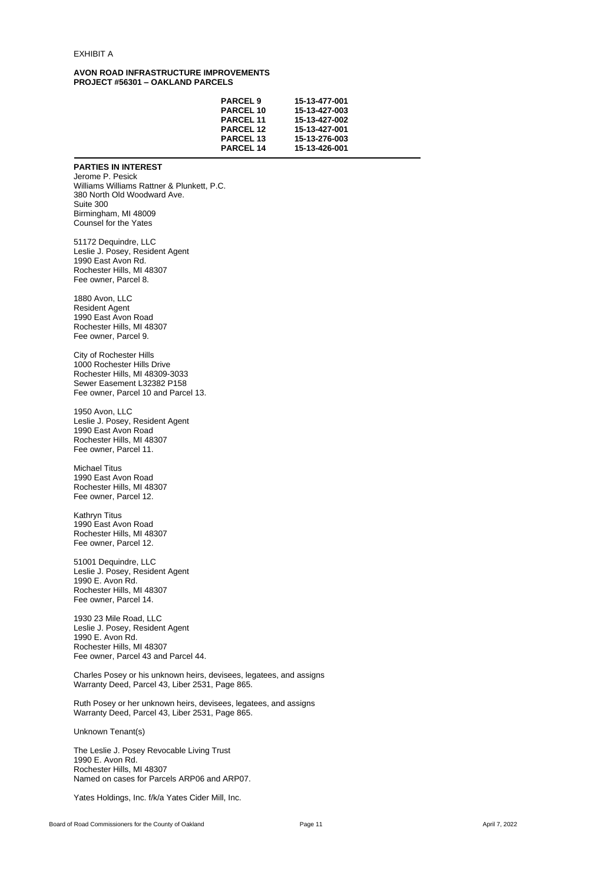EXHIBIT A

**AVON ROAD INFRASTRUCTURE IMPROVEMENTS**
**PROJECT #56301 – OAKLAND PARCELS**

| | |
|---|---|
| **PARCEL 9** | **15-13-477-001** |
| **PARCEL 10** | **15-13-427-003** |
| **PARCEL 11** | **15-13-427-002** |
| **PARCEL 12** | **15-13-427-001** |
| **PARCEL 13** | **15-13-276-003** |
| **PARCEL 14** | **15-13-426-001** |

---

**PARTIES IN INTEREST**

Jerome P. Pesick
Williams Williams Rattner & Plunkett, P.C.
380 North Old Woodward Ave.
Suite 300
Birmingham, MI 48009
Counsel for the Yates

51172 Dequindre, LLC
Leslie J. Posey, Resident Agent
1990 East Avon Rd.
Rochester Hills, MI 48307
Fee owner, Parcel 8.

1880 Avon, LLC
Resident Agent
1990 East Avon Road
Rochester Hills, MI 48307
Fee owner, Parcel 9.

City of Rochester Hills
1000 Rochester Hills Drive
Rochester Hills, MI 48309-3033
Sewer Easement L32382 P158
Fee owner, Parcel 10 and Parcel 13.

1950 Avon, LLC
Leslie J. Posey, Resident Agent
1990 East Avon Road
Rochester Hills, MI 48307
Fee owner, Parcel 11.

Michael Titus
1990 East Avon Road
Rochester Hills, MI 48307
Fee owner, Parcel 12.

Kathryn Titus
1990 East Avon Road
Rochester Hills, MI 48307
Fee owner, Parcel 12.

51001 Dequindre, LLC
Leslie J. Posey, Resident Agent
1990 E. Avon Rd.
Rochester Hills, MI 48307
Fee owner, Parcel 14.

1930 23 Mile Road, LLC
Leslie J. Posey, Resident Agent
1990 E. Avon Rd.
Rochester Hills, MI 48307
Fee owner, Parcel 43 and Parcel 44.

Charles Posey or his unknown heirs, devisees, legatees, and assigns
Warranty Deed, Parcel 43, Liber 2531, Page 865.

Ruth Posey or her unknown heirs, devisees, legatees, and assigns
Warranty Deed, Parcel 43, Liber 2531, Page 865.

Unknown Tenant(s)

The Leslie J. Posey Revocable Living Trust
1990 E. Avon Rd.
Rochester Hills, MI 48307
Named on cases for Parcels ARP06 and ARP07.

Yates Holdings, Inc. f/k/a Yates Cider Mill, Inc.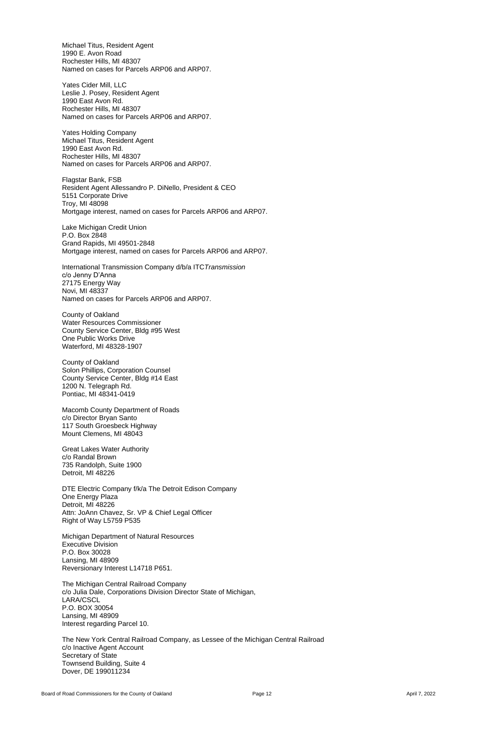Michael Titus, Resident Agent
1990 E. Avon Road
Rochester Hills, MI 48307
Named on cases for Parcels ARP06 and ARP07.

Yates Cider Mill, LLC
Leslie J. Posey, Resident Agent
1990 East Avon Rd.
Rochester Hills, MI 48307
Named on cases for Parcels ARP06 and ARP07.

Yates Holding Company
Michael Titus, Resident Agent
1990 East Avon Rd.
Rochester Hills, MI 48307
Named on cases for Parcels ARP06 and ARP07.

Flagstar Bank, FSB
Resident Agent Allessandro P. DiNello, President & CEO
5151 Corporate Drive
Troy, MI 48098
Mortgage interest, named on cases for Parcels ARP06 and ARP07.

Lake Michigan Credit Union
P.O. Box 2848
Grand Rapids, MI 49501-2848
Mortgage interest, named on cases for Parcels ARP06 and ARP07.

International Transmission Company d/b/a ITC*Transmission*
c/o Jenny D'Anna
27175 Energy Way
Novi, MI 48337
Named on cases for Parcels ARP06 and ARP07.

County of Oakland
Water Resources Commissioner
County Service Center, Bldg #95 West
One Public Works Drive
Waterford, MI 48328-1907

County of Oakland
Solon Phillips, Corporation Counsel
County Service Center, Bldg #14 East
1200 N. Telegraph Rd.
Pontiac, MI 48341-0419

Macomb County Department of Roads
c/o Director Bryan Santo
117 South Groesbeck Highway
Mount Clemens, MI 48043

Great Lakes Water Authority
c/o Randal Brown
735 Randolph, Suite 1900
Detroit, MI 48226

DTE Electric Company f/k/a The Detroit Edison Company
One Energy Plaza
Detroit, MI 48226
Attn: JoAnn Chavez, Sr. VP & Chief Legal Officer
Right of Way L5759 P535

Michigan Department of Natural Resources
Executive Division
P.O. Box 30028
Lansing, MI 48909
Reversionary Interest L14718 P651.

The Michigan Central Railroad Company
c/o Julia Dale, Corporations Division Director State of Michigan,
LARA/CSCL
P.O. BOX 30054
Lansing, MI 48909
Interest regarding Parcel 10.

The New York Central Railroad Company, as Lessee of the Michigan Central Railroad
c/o Inactive Agent Account
Secretary of State
Townsend Building, Suite 4
Dover, DE 199011234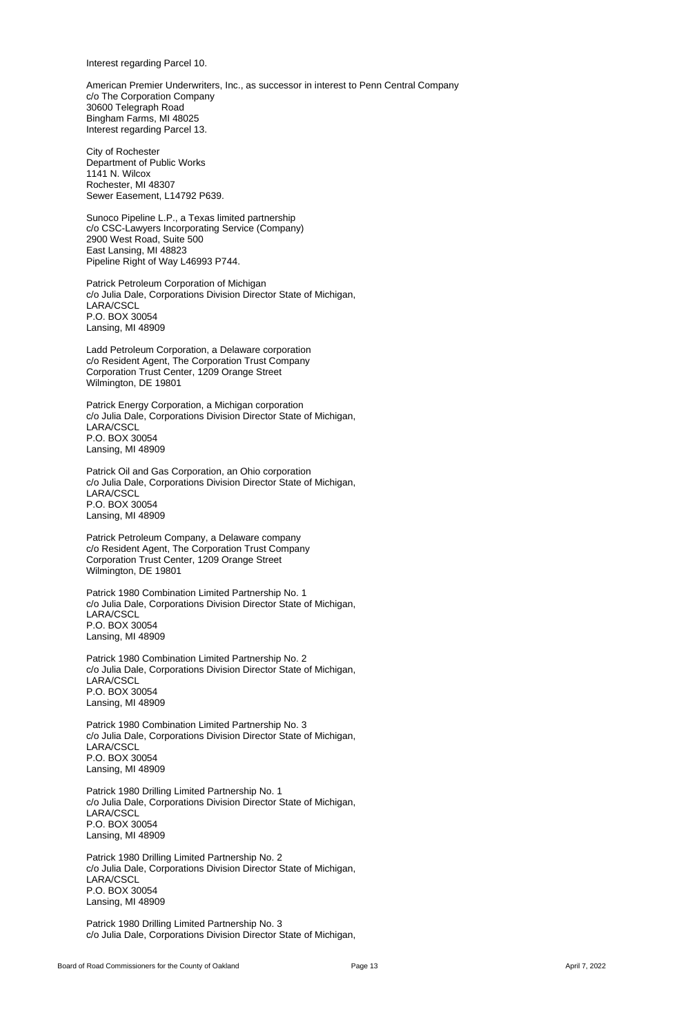Interest regarding Parcel 10.

American Premier Underwriters, Inc., as successor in interest to Penn Central Company
c/o The Corporation Company
30600 Telegraph Road
Bingham Farms, MI 48025
Interest regarding Parcel 13.

City of Rochester
Department of Public Works
1141 N. Wilcox
Rochester, MI 48307
Sewer Easement, L14792 P639.

Sunoco Pipeline L.P., a Texas limited partnership
c/o CSC-Lawyers Incorporating Service (Company)
2900 West Road, Suite 500
East Lansing, MI 48823
Pipeline Right of Way L46993 P744.

Patrick Petroleum Corporation of Michigan
c/o Julia Dale, Corporations Division Director State of Michigan,
LARA/CSCL
P.O. BOX 30054
Lansing, MI 48909

Ladd Petroleum Corporation, a Delaware corporation
c/o Resident Agent, The Corporation Trust Company
Corporation Trust Center, 1209 Orange Street
Wilmington, DE 19801

Patrick Energy Corporation, a Michigan corporation
c/o Julia Dale, Corporations Division Director State of Michigan,
LARA/CSCL
P.O. BOX 30054
Lansing, MI 48909

Patrick Oil and Gas Corporation, an Ohio corporation
c/o Julia Dale, Corporations Division Director State of Michigan,
LARA/CSCL
P.O. BOX 30054
Lansing, MI 48909

Patrick Petroleum Company, a Delaware company
c/o Resident Agent, The Corporation Trust Company
Corporation Trust Center, 1209 Orange Street
Wilmington, DE 19801

Patrick 1980 Combination Limited Partnership No. 1
c/o Julia Dale, Corporations Division Director State of Michigan,
LARA/CSCL
P.O. BOX 30054
Lansing, MI 48909

Patrick 1980 Combination Limited Partnership No. 2
c/o Julia Dale, Corporations Division Director State of Michigan,
LARA/CSCL
P.O. BOX 30054
Lansing, MI 48909

Patrick 1980 Combination Limited Partnership No. 3
c/o Julia Dale, Corporations Division Director State of Michigan,
LARA/CSCL
P.O. BOX 30054
Lansing, MI 48909

Patrick 1980 Drilling Limited Partnership No. 1
c/o Julia Dale, Corporations Division Director State of Michigan,
LARA/CSCL
P.O. BOX 30054
Lansing, MI 48909

Patrick 1980 Drilling Limited Partnership No. 2
c/o Julia Dale, Corporations Division Director State of Michigan,
LARA/CSCL
P.O. BOX 30054
Lansing, MI 48909

Patrick 1980 Drilling Limited Partnership No. 3
c/o Julia Dale, Corporations Division Director State of Michigan,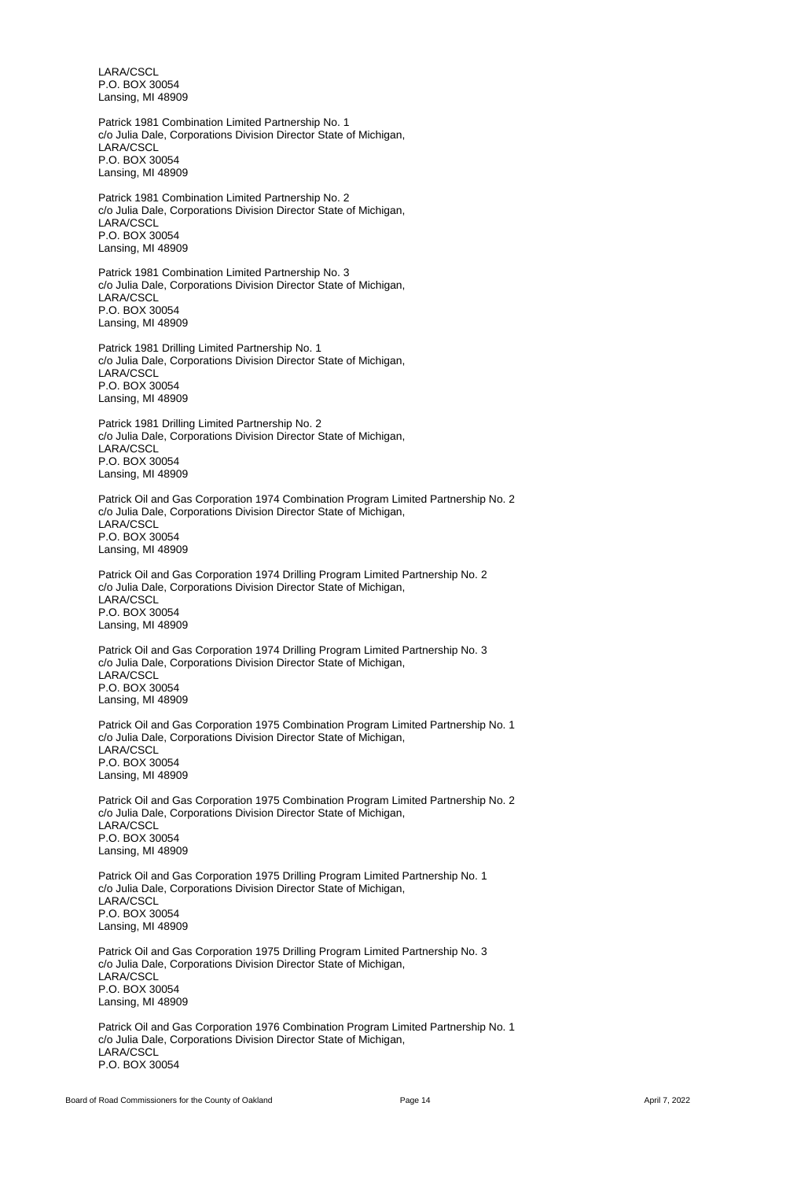LARA/CSCL
P.O. BOX 30054
Lansing, MI 48909

Patrick 1981 Combination Limited Partnership No. 1
c/o Julia Dale, Corporations Division Director State of Michigan,
LARA/CSCL
P.O. BOX 30054
Lansing, MI 48909

Patrick 1981 Combination Limited Partnership No. 2
c/o Julia Dale, Corporations Division Director State of Michigan,
LARA/CSCL
P.O. BOX 30054
Lansing, MI 48909

Patrick 1981 Combination Limited Partnership No. 3
c/o Julia Dale, Corporations Division Director State of Michigan,
LARA/CSCL
P.O. BOX 30054
Lansing, MI 48909

Patrick 1981 Drilling Limited Partnership No. 1
c/o Julia Dale, Corporations Division Director State of Michigan,
LARA/CSCL
P.O. BOX 30054
Lansing, MI 48909

Patrick 1981 Drilling Limited Partnership No. 2
c/o Julia Dale, Corporations Division Director State of Michigan,
LARA/CSCL
P.O. BOX 30054
Lansing, MI 48909

Patrick Oil and Gas Corporation 1974 Combination Program Limited Partnership No. 2
c/o Julia Dale, Corporations Division Director State of Michigan,
LARA/CSCL
P.O. BOX 30054
Lansing, MI 48909

Patrick Oil and Gas Corporation 1974 Drilling Program Limited Partnership No. 2
c/o Julia Dale, Corporations Division Director State of Michigan,
LARA/CSCL
P.O. BOX 30054
Lansing, MI 48909

Patrick Oil and Gas Corporation 1974 Drilling Program Limited Partnership No. 3
c/o Julia Dale, Corporations Division Director State of Michigan,
LARA/CSCL
P.O. BOX 30054
Lansing, MI 48909

Patrick Oil and Gas Corporation 1975 Combination Program Limited Partnership No. 1
c/o Julia Dale, Corporations Division Director State of Michigan,
LARA/CSCL
P.O. BOX 30054
Lansing, MI 48909

Patrick Oil and Gas Corporation 1975 Combination Program Limited Partnership No. 2
c/o Julia Dale, Corporations Division Director State of Michigan,
LARA/CSCL
P.O. BOX 30054
Lansing, MI 48909

Patrick Oil and Gas Corporation 1975 Drilling Program Limited Partnership No. 1
c/o Julia Dale, Corporations Division Director State of Michigan,
LARA/CSCL
P.O. BOX 30054
Lansing, MI 48909

Patrick Oil and Gas Corporation 1975 Drilling Program Limited Partnership No. 3
c/o Julia Dale, Corporations Division Director State of Michigan,
LARA/CSCL
P.O. BOX 30054
Lansing, MI 48909

Patrick Oil and Gas Corporation 1976 Combination Program Limited Partnership No. 1
c/o Julia Dale, Corporations Division Director State of Michigan,
LARA/CSCL
P.O. BOX 30054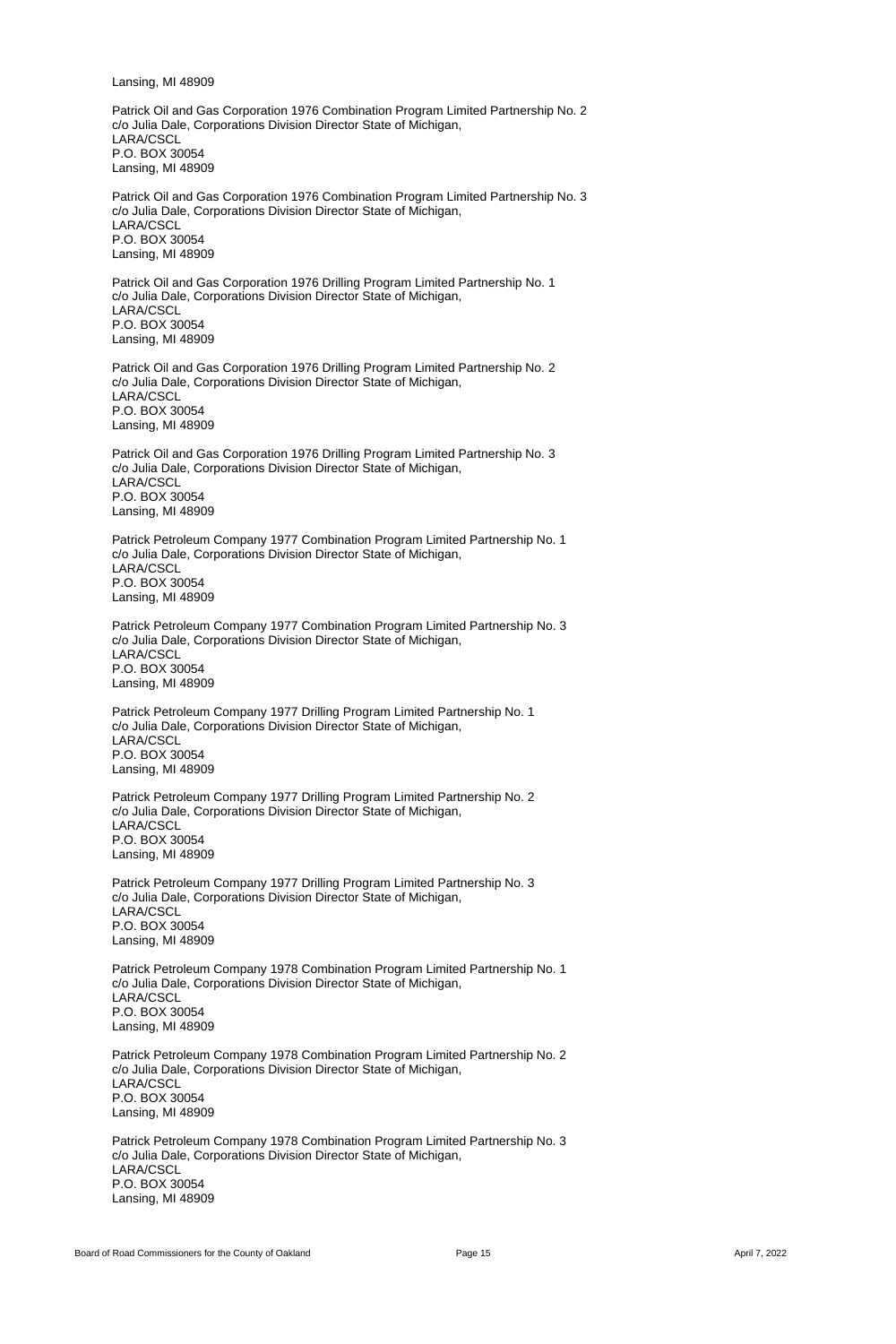Lansing, MI 48909

Patrick Oil and Gas Corporation 1976 Combination Program Limited Partnership No. 2
c/o Julia Dale, Corporations Division Director State of Michigan,
LARA/CSCL
P.O. BOX 30054
Lansing, MI 48909

Patrick Oil and Gas Corporation 1976 Combination Program Limited Partnership No. 3
c/o Julia Dale, Corporations Division Director State of Michigan,
LARA/CSCL
P.O. BOX 30054
Lansing, MI 48909

Patrick Oil and Gas Corporation 1976 Drilling Program Limited Partnership No. 1
c/o Julia Dale, Corporations Division Director State of Michigan,
LARA/CSCL
P.O. BOX 30054
Lansing, MI 48909

Patrick Oil and Gas Corporation 1976 Drilling Program Limited Partnership No. 2
c/o Julia Dale, Corporations Division Director State of Michigan,
LARA/CSCL
P.O. BOX 30054
Lansing, MI 48909

Patrick Oil and Gas Corporation 1976 Drilling Program Limited Partnership No. 3
c/o Julia Dale, Corporations Division Director State of Michigan,
LARA/CSCL
P.O. BOX 30054
Lansing, MI 48909

Patrick Petroleum Company 1977 Combination Program Limited Partnership No. 1
c/o Julia Dale, Corporations Division Director State of Michigan,
LARA/CSCL
P.O. BOX 30054
Lansing, MI 48909

Patrick Petroleum Company 1977 Combination Program Limited Partnership No. 3
c/o Julia Dale, Corporations Division Director State of Michigan,
LARA/CSCL
P.O. BOX 30054
Lansing, MI 48909

Patrick Petroleum Company 1977 Drilling Program Limited Partnership No. 1
c/o Julia Dale, Corporations Division Director State of Michigan,
LARA/CSCL
P.O. BOX 30054
Lansing, MI 48909

Patrick Petroleum Company 1977 Drilling Program Limited Partnership No. 2
c/o Julia Dale, Corporations Division Director State of Michigan,
LARA/CSCL
P.O. BOX 30054
Lansing, MI 48909

Patrick Petroleum Company 1977 Drilling Program Limited Partnership No. 3
c/o Julia Dale, Corporations Division Director State of Michigan,
LARA/CSCL
P.O. BOX 30054
Lansing, MI 48909

Patrick Petroleum Company 1978 Combination Program Limited Partnership No. 1
c/o Julia Dale, Corporations Division Director State of Michigan,
LARA/CSCL
P.O. BOX 30054
Lansing, MI 48909

Patrick Petroleum Company 1978 Combination Program Limited Partnership No. 2
c/o Julia Dale, Corporations Division Director State of Michigan,
LARA/CSCL
P.O. BOX 30054
Lansing, MI 48909

Patrick Petroleum Company 1978 Combination Program Limited Partnership No. 3
c/o Julia Dale, Corporations Division Director State of Michigan,
LARA/CSCL
P.O. BOX 30054
Lansing, MI 48909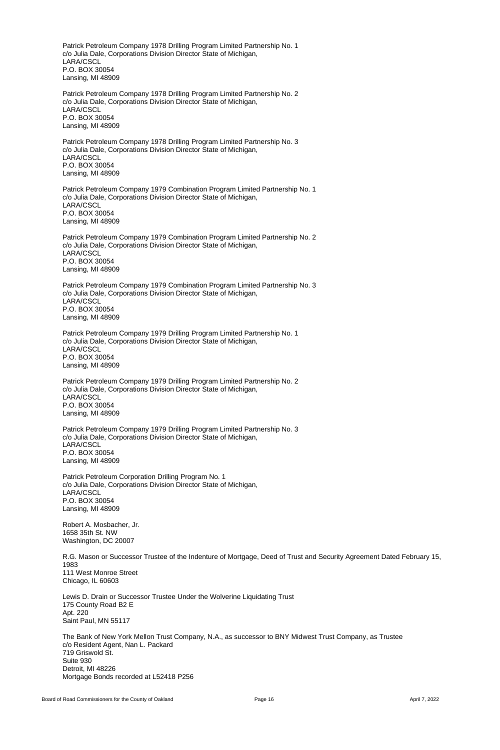Patrick Petroleum Company 1978 Drilling Program Limited Partnership No. 1
c/o Julia Dale, Corporations Division Director State of Michigan,
LARA/CSCL
P.O. BOX 30054
Lansing, MI 48909

Patrick Petroleum Company 1978 Drilling Program Limited Partnership No. 2
c/o Julia Dale, Corporations Division Director State of Michigan,
LARA/CSCL
P.O. BOX 30054
Lansing, MI 48909

Patrick Petroleum Company 1978 Drilling Program Limited Partnership No. 3
c/o Julia Dale, Corporations Division Director State of Michigan,
LARA/CSCL
P.O. BOX 30054
Lansing, MI 48909

Patrick Petroleum Company 1979 Combination Program Limited Partnership No. 1
c/o Julia Dale, Corporations Division Director State of Michigan,
LARA/CSCL
P.O. BOX 30054
Lansing, MI 48909

Patrick Petroleum Company 1979 Combination Program Limited Partnership No. 2
c/o Julia Dale, Corporations Division Director State of Michigan,
LARA/CSCL
P.O. BOX 30054
Lansing, MI 48909

Patrick Petroleum Company 1979 Combination Program Limited Partnership No. 3
c/o Julia Dale, Corporations Division Director State of Michigan,
LARA/CSCL
P.O. BOX 30054
Lansing, MI 48909

Patrick Petroleum Company 1979 Drilling Program Limited Partnership No. 1
c/o Julia Dale, Corporations Division Director State of Michigan,
LARA/CSCL
P.O. BOX 30054
Lansing, MI 48909

Patrick Petroleum Company 1979 Drilling Program Limited Partnership No. 2
c/o Julia Dale, Corporations Division Director State of Michigan,
LARA/CSCL
P.O. BOX 30054
Lansing, MI 48909

Patrick Petroleum Company 1979 Drilling Program Limited Partnership No. 3
c/o Julia Dale, Corporations Division Director State of Michigan,
LARA/CSCL
P.O. BOX 30054
Lansing, MI 48909

Patrick Petroleum Corporation Drilling Program No. 1
c/o Julia Dale, Corporations Division Director State of Michigan,
LARA/CSCL
P.O. BOX 30054
Lansing, MI 48909

Robert A. Mosbacher, Jr.
1658 35th St. NW
Washington, DC 20007

R.G. Mason or Successor Trustee of the Indenture of Mortgage, Deed of Trust and Security Agreement Dated February 15, 1983
111 West Monroe Street
Chicago, IL 60603

Lewis D. Drain or Successor Trustee Under the Wolverine Liquidating Trust
175 County Road B2 E
Apt. 220
Saint Paul, MN 55117

The Bank of New York Mellon Trust Company, N.A., as successor to BNY Midwest Trust Company, as Trustee
c/o Resident Agent, Nan L. Packard
719 Griswold St.
Suite 930
Detroit, MI 48226
Mortgage Bonds recorded at L52418 P256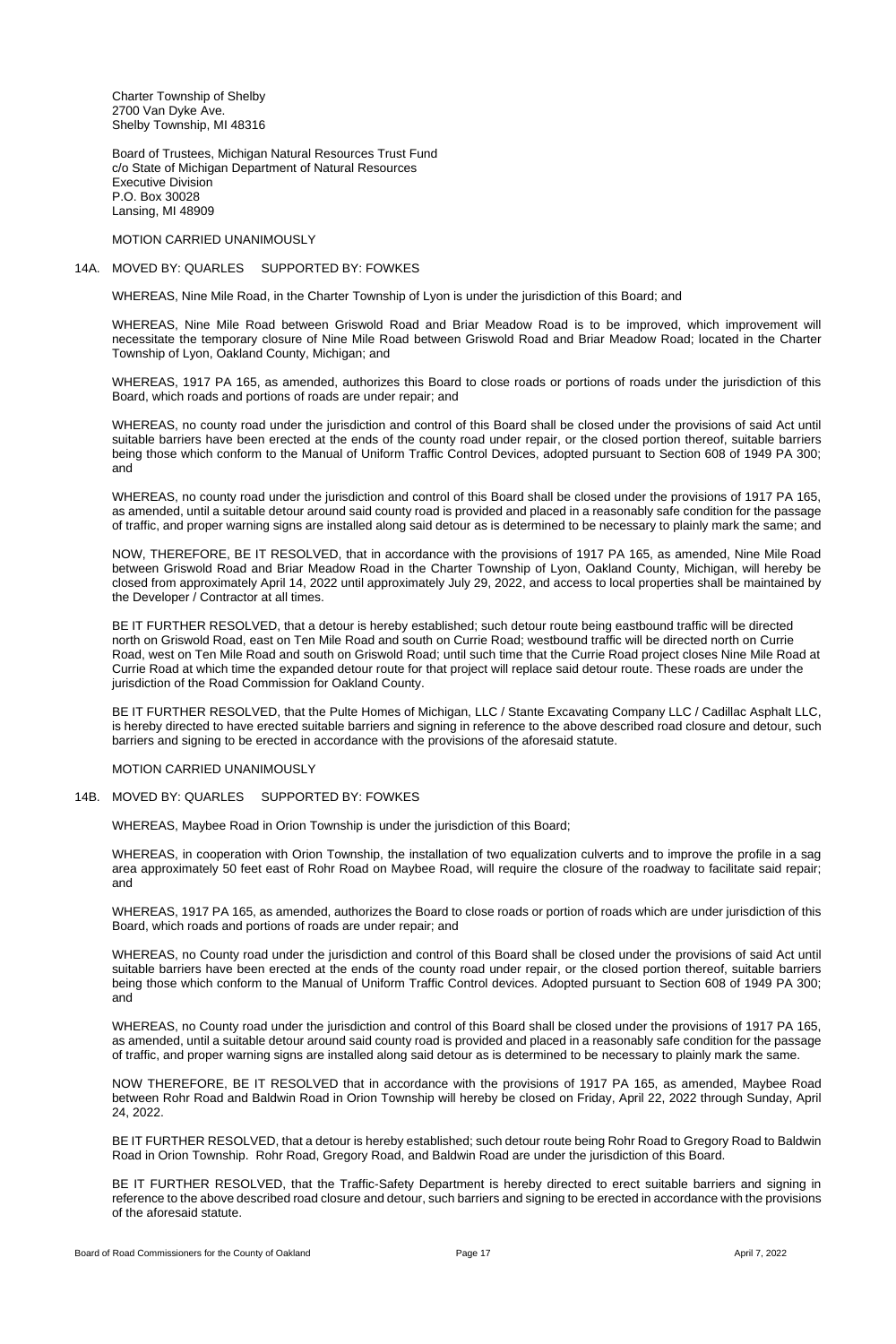Charter Township of Shelby
2700 Van Dyke Ave.
Shelby Township, MI 48316

Board of Trustees, Michigan Natural Resources Trust Fund
c/o State of Michigan Department of Natural Resources
Executive Division
P.O. Box 30028
Lansing, MI 48909

MOTION CARRIED UNANIMOUSLY

14A. MOVED BY: QUARLES SUPPORTED BY: FOWKES

WHEREAS, Nine Mile Road, in the Charter Township of Lyon is under the jurisdiction of this Board; and

WHEREAS, Nine Mile Road between Griswold Road and Briar Meadow Road is to be improved, which improvement will necessitate the temporary closure of Nine Mile Road between Griswold Road and Briar Meadow Road; located in the Charter Township of Lyon, Oakland County, Michigan; and

WHEREAS, 1917 PA 165, as amended, authorizes this Board to close roads or portions of roads under the jurisdiction of this Board, which roads and portions of roads are under repair; and

WHEREAS, no county road under the jurisdiction and control of this Board shall be closed under the provisions of said Act until suitable barriers have been erected at the ends of the county road under repair, or the closed portion thereof, suitable barriers being those which conform to the Manual of Uniform Traffic Control Devices, adopted pursuant to Section 608 of 1949 PA 300; and

WHEREAS, no county road under the jurisdiction and control of this Board shall be closed under the provisions of 1917 PA 165, as amended, until a suitable detour around said county road is provided and placed in a reasonably safe condition for the passage of traffic, and proper warning signs are installed along said detour as is determined to be necessary to plainly mark the same; and

NOW, THEREFORE, BE IT RESOLVED, that in accordance with the provisions of 1917 PA 165, as amended, Nine Mile Road between Griswold Road and Briar Meadow Road in the Charter Township of Lyon, Oakland County, Michigan, will hereby be closed from approximately April 14, 2022 until approximately July 29, 2022, and access to local properties shall be maintained by the Developer / Contractor at all times.

BE IT FURTHER RESOLVED, that a detour is hereby established; such detour route being eastbound traffic will be directed north on Griswold Road, east on Ten Mile Road and south on Currie Road; westbound traffic will be directed north on Currie Road, west on Ten Mile Road and south on Griswold Road; until such time that the Currie Road project closes Nine Mile Road at Currie Road at which time the expanded detour route for that project will replace said detour route. These roads are under the jurisdiction of the Road Commission for Oakland County.

BE IT FURTHER RESOLVED, that the Pulte Homes of Michigan, LLC / Stante Excavating Company LLC / Cadillac Asphalt LLC, is hereby directed to have erected suitable barriers and signing in reference to the above described road closure and detour, such barriers and signing to be erected in accordance with the provisions of the aforesaid statute.

MOTION CARRIED UNANIMOUSLY

14B. MOVED BY: QUARLES SUPPORTED BY: FOWKES

WHEREAS, Maybee Road in Orion Township is under the jurisdiction of this Board;

WHEREAS, in cooperation with Orion Township, the installation of two equalization culverts and to improve the profile in a sag area approximately 50 feet east of Rohr Road on Maybee Road, will require the closure of the roadway to facilitate said repair; and

WHEREAS, 1917 PA 165, as amended, authorizes the Board to close roads or portion of roads which are under jurisdiction of this Board, which roads and portions of roads are under repair; and

WHEREAS, no County road under the jurisdiction and control of this Board shall be closed under the provisions of said Act until suitable barriers have been erected at the ends of the county road under repair, or the closed portion thereof, suitable barriers being those which conform to the Manual of Uniform Traffic Control devices. Adopted pursuant to Section 608 of 1949 PA 300; and

WHEREAS, no County road under the jurisdiction and control of this Board shall be closed under the provisions of 1917 PA 165, as amended, until a suitable detour around said county road is provided and placed in a reasonably safe condition for the passage of traffic, and proper warning signs are installed along said detour as is determined to be necessary to plainly mark the same.

NOW THEREFORE, BE IT RESOLVED that in accordance with the provisions of 1917 PA 165, as amended, Maybee Road between Rohr Road and Baldwin Road in Orion Township will hereby be closed on Friday, April 22, 2022 through Sunday, April 24, 2022.

BE IT FURTHER RESOLVED, that a detour is hereby established; such detour route being Rohr Road to Gregory Road to Baldwin Road in Orion Township. Rohr Road, Gregory Road, and Baldwin Road are under the jurisdiction of this Board.

BE IT FURTHER RESOLVED, that the Traffic-Safety Department is hereby directed to erect suitable barriers and signing in reference to the above described road closure and detour, such barriers and signing to be erected in accordance with the provisions of the aforesaid statute.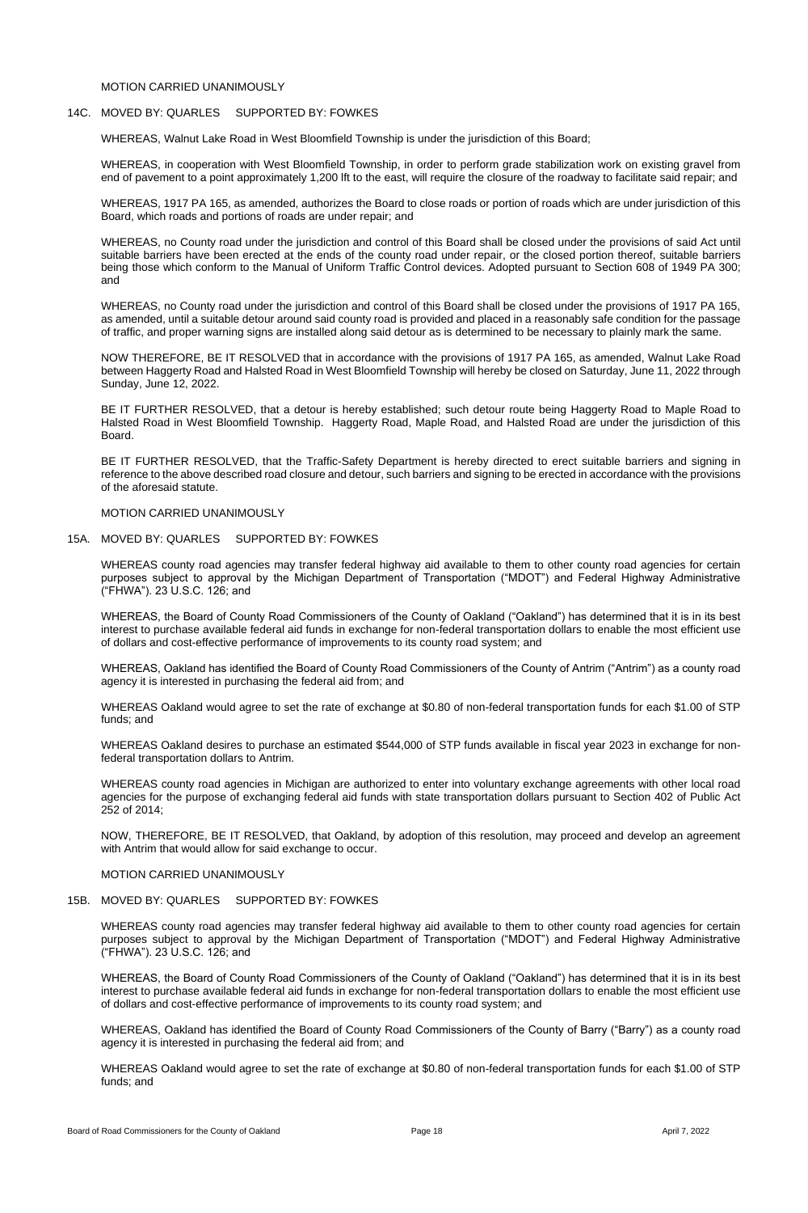MOTION CARRIED UNANIMOUSLY

14C. MOVED BY: QUARLES SUPPORTED BY: FOWKES

WHEREAS, Walnut Lake Road in West Bloomfield Township is under the jurisdiction of this Board;

WHEREAS, in cooperation with West Bloomfield Township, in order to perform grade stabilization work on existing gravel from end of pavement to a point approximately 1,200 lft to the east, will require the closure of the roadway to facilitate said repair; and

WHEREAS, 1917 PA 165, as amended, authorizes the Board to close roads or portion of roads which are under jurisdiction of this Board, which roads and portions of roads are under repair; and

WHEREAS, no County road under the jurisdiction and control of this Board shall be closed under the provisions of said Act until suitable barriers have been erected at the ends of the county road under repair, or the closed portion thereof, suitable barriers being those which conform to the Manual of Uniform Traffic Control devices. Adopted pursuant to Section 608 of 1949 PA 300; and

WHEREAS, no County road under the jurisdiction and control of this Board shall be closed under the provisions of 1917 PA 165, as amended, until a suitable detour around said county road is provided and placed in a reasonably safe condition for the passage of traffic, and proper warning signs are installed along said detour as is determined to be necessary to plainly mark the same.

NOW THEREFORE, BE IT RESOLVED that in accordance with the provisions of 1917 PA 165, as amended, Walnut Lake Road between Haggerty Road and Halsted Road in West Bloomfield Township will hereby be closed on Saturday, June 11, 2022 through Sunday, June 12, 2022.

BE IT FURTHER RESOLVED, that a detour is hereby established; such detour route being Haggerty Road to Maple Road to Halsted Road in West Bloomfield Township. Haggerty Road, Maple Road, and Halsted Road are under the jurisdiction of this Board.

BE IT FURTHER RESOLVED, that the Traffic-Safety Department is hereby directed to erect suitable barriers and signing in reference to the above described road closure and detour, such barriers and signing to be erected in accordance with the provisions of the aforesaid statute.

MOTION CARRIED UNANIMOUSLY

15A. MOVED BY: QUARLES SUPPORTED BY: FOWKES

WHEREAS county road agencies may transfer federal highway aid available to them to other county road agencies for certain purposes subject to approval by the Michigan Department of Transportation ("MDOT") and Federal Highway Administrative ("FHWA"). 23 U.S.C. 126; and

WHEREAS, the Board of County Road Commissioners of the County of Oakland ("Oakland") has determined that it is in its best interest to purchase available federal aid funds in exchange for non-federal transportation dollars to enable the most efficient use of dollars and cost-effective performance of improvements to its county road system; and

WHEREAS, Oakland has identified the Board of County Road Commissioners of the County of Antrim ("Antrim") as a county road agency it is interested in purchasing the federal aid from; and

WHEREAS Oakland would agree to set the rate of exchange at $0.80 of non-federal transportation funds for each $1.00 of STP funds; and

WHEREAS Oakland desires to purchase an estimated $544,000 of STP funds available in fiscal year 2023 in exchange for non-federal transportation dollars to Antrim.

WHEREAS county road agencies in Michigan are authorized to enter into voluntary exchange agreements with other local road agencies for the purpose of exchanging federal aid funds with state transportation dollars pursuant to Section 402 of Public Act 252 of 2014;

NOW, THEREFORE, BE IT RESOLVED, that Oakland, by adoption of this resolution, may proceed and develop an agreement with Antrim that would allow for said exchange to occur.

MOTION CARRIED UNANIMOUSLY

15B. MOVED BY: QUARLES SUPPORTED BY: FOWKES

WHEREAS county road agencies may transfer federal highway aid available to them to other county road agencies for certain purposes subject to approval by the Michigan Department of Transportation ("MDOT") and Federal Highway Administrative ("FHWA"). 23 U.S.C. 126; and

WHEREAS, the Board of County Road Commissioners of the County of Oakland ("Oakland") has determined that it is in its best interest to purchase available federal aid funds in exchange for non-federal transportation dollars to enable the most efficient use of dollars and cost-effective performance of improvements to its county road system; and

WHEREAS, Oakland has identified the Board of County Road Commissioners of the County of Barry ("Barry") as a county road agency it is interested in purchasing the federal aid from; and

WHEREAS Oakland would agree to set the rate of exchange at $0.80 of non-federal transportation funds for each $1.00 of STP funds; and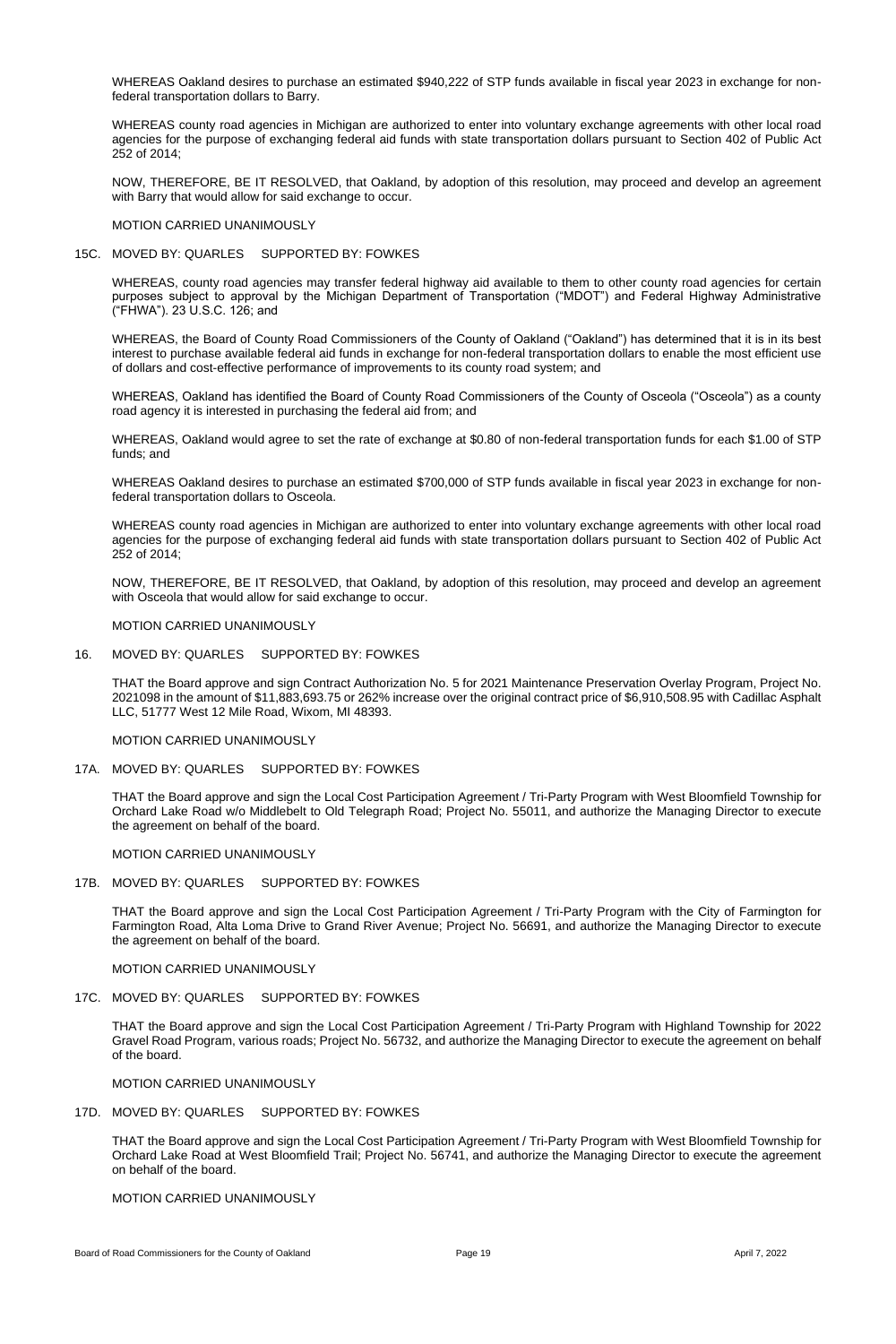WHEREAS Oakland desires to purchase an estimated $940,222 of STP funds available in fiscal year 2023 in exchange for non-federal transportation dollars to Barry.

WHEREAS county road agencies in Michigan are authorized to enter into voluntary exchange agreements with other local road agencies for the purpose of exchanging federal aid funds with state transportation dollars pursuant to Section 402 of Public Act 252 of 2014;

NOW, THEREFORE, BE IT RESOLVED, that Oakland, by adoption of this resolution, may proceed and develop an agreement with Barry that would allow for said exchange to occur.

MOTION CARRIED UNANIMOUSLY

15C. MOVED BY: QUARLES SUPPORTED BY: FOWKES

WHEREAS, county road agencies may transfer federal highway aid available to them to other county road agencies for certain purposes subject to approval by the Michigan Department of Transportation ("MDOT") and Federal Highway Administrative ("FHWA"). 23 U.S.C. 126; and

WHEREAS, the Board of County Road Commissioners of the County of Oakland ("Oakland") has determined that it is in its best interest to purchase available federal aid funds in exchange for non-federal transportation dollars to enable the most efficient use of dollars and cost-effective performance of improvements to its county road system; and

WHEREAS, Oakland has identified the Board of County Road Commissioners of the County of Osceola ("Osceola") as a county road agency it is interested in purchasing the federal aid from; and

WHEREAS, Oakland would agree to set the rate of exchange at $0.80 of non-federal transportation funds for each $1.00 of STP funds; and

WHEREAS Oakland desires to purchase an estimated $700,000 of STP funds available in fiscal year 2023 in exchange for non-federal transportation dollars to Osceola.

WHEREAS county road agencies in Michigan are authorized to enter into voluntary exchange agreements with other local road agencies for the purpose of exchanging federal aid funds with state transportation dollars pursuant to Section 402 of Public Act 252 of 2014;

NOW, THEREFORE, BE IT RESOLVED, that Oakland, by adoption of this resolution, may proceed and develop an agreement with Osceola that would allow for said exchange to occur.

MOTION CARRIED UNANIMOUSLY

16. MOVED BY: QUARLES SUPPORTED BY: FOWKES

THAT the Board approve and sign Contract Authorization No. 5 for 2021 Maintenance Preservation Overlay Program, Project No. 2021098 in the amount of $11,883,693.75 or 262% increase over the original contract price of $6,910,508.95 with Cadillac Asphalt LLC, 51777 West 12 Mile Road, Wixom, MI 48393.

MOTION CARRIED UNANIMOUSLY

17A. MOVED BY: QUARLES SUPPORTED BY: FOWKES

THAT the Board approve and sign the Local Cost Participation Agreement / Tri-Party Program with West Bloomfield Township for Orchard Lake Road w/o Middlebelt to Old Telegraph Road; Project No. 55011, and authorize the Managing Director to execute the agreement on behalf of the board.

MOTION CARRIED UNANIMOUSLY

17B. MOVED BY: QUARLES SUPPORTED BY: FOWKES

THAT the Board approve and sign the Local Cost Participation Agreement / Tri-Party Program with the City of Farmington for Farmington Road, Alta Loma Drive to Grand River Avenue; Project No. 56691, and authorize the Managing Director to execute the agreement on behalf of the board.

MOTION CARRIED UNANIMOUSLY

17C. MOVED BY: QUARLES SUPPORTED BY: FOWKES

THAT the Board approve and sign the Local Cost Participation Agreement / Tri-Party Program with Highland Township for 2022 Gravel Road Program, various roads; Project No. 56732, and authorize the Managing Director to execute the agreement on behalf of the board.

MOTION CARRIED UNANIMOUSLY

17D. MOVED BY: QUARLES SUPPORTED BY: FOWKES

THAT the Board approve and sign the Local Cost Participation Agreement / Tri-Party Program with West Bloomfield Township for Orchard Lake Road at West Bloomfield Trail; Project No. 56741, and authorize the Managing Director to execute the agreement on behalf of the board.

MOTION CARRIED UNANIMOUSLY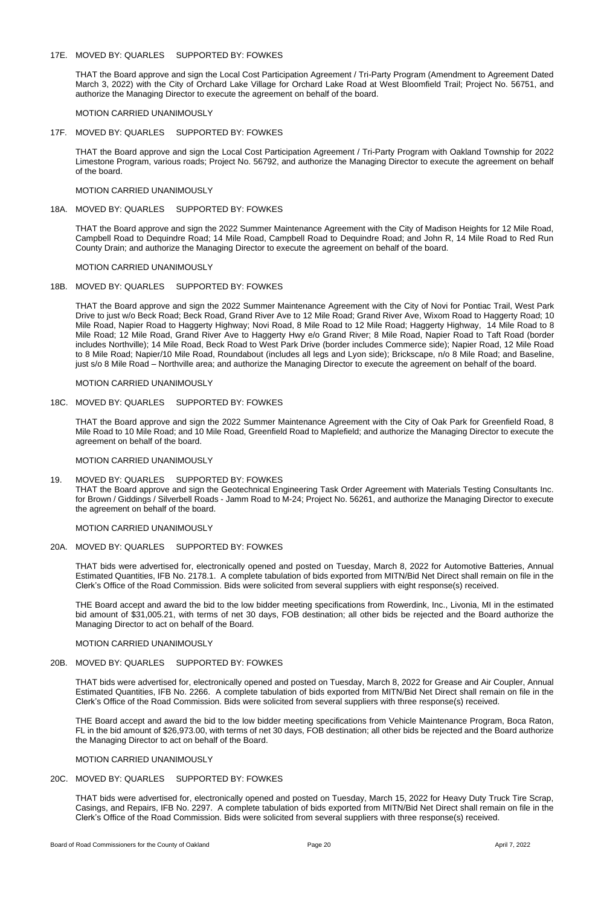17E. MOVED BY: QUARLES SUPPORTED BY: FOWKES

THAT the Board approve and sign the Local Cost Participation Agreement / Tri-Party Program (Amendment to Agreement Dated March 3, 2022) with the City of Orchard Lake Village for Orchard Lake Road at West Bloomfield Trail; Project No. 56751, and authorize the Managing Director to execute the agreement on behalf of the board.

MOTION CARRIED UNANIMOUSLY

17F. MOVED BY: QUARLES SUPPORTED BY: FOWKES

THAT the Board approve and sign the Local Cost Participation Agreement / Tri-Party Program with Oakland Township for 2022 Limestone Program, various roads; Project No. 56792, and authorize the Managing Director to execute the agreement on behalf of the board.

MOTION CARRIED UNANIMOUSLY

18A. MOVED BY: QUARLES SUPPORTED BY: FOWKES

THAT the Board approve and sign the 2022 Summer Maintenance Agreement with the City of Madison Heights for 12 Mile Road, Campbell Road to Dequindre Road; 14 Mile Road, Campbell Road to Dequindre Road; and John R, 14 Mile Road to Red Run County Drain; and authorize the Managing Director to execute the agreement on behalf of the board.

MOTION CARRIED UNANIMOUSLY

18B. MOVED BY: QUARLES SUPPORTED BY: FOWKES

THAT the Board approve and sign the 2022 Summer Maintenance Agreement with the City of Novi for Pontiac Trail, West Park Drive to just w/o Beck Road; Beck Road, Grand River Ave to 12 Mile Road; Grand River Ave, Wixom Road to Haggerty Road; 10 Mile Road, Napier Road to Haggerty Highway; Novi Road, 8 Mile Road to 12 Mile Road; Haggerty Highway, 14 Mile Road to 8 Mile Road; 12 Mile Road, Grand River Ave to Haggerty Hwy e/o Grand River; 8 Mile Road, Napier Road to Taft Road (border includes Northville); 14 Mile Road, Beck Road to West Park Drive (border includes Commerce side); Napier Road, 12 Mile Road to 8 Mile Road; Napier/10 Mile Road, Roundabout (includes all legs and Lyon side); Brickscape, n/o 8 Mile Road; and Baseline, just s/o 8 Mile Road – Northville area; and authorize the Managing Director to execute the agreement on behalf of the board.

MOTION CARRIED UNANIMOUSLY

18C. MOVED BY: QUARLES SUPPORTED BY: FOWKES

THAT the Board approve and sign the 2022 Summer Maintenance Agreement with the City of Oak Park for Greenfield Road, 8 Mile Road to 10 Mile Road; and 10 Mile Road, Greenfield Road to Maplefield; and authorize the Managing Director to execute the agreement on behalf of the board.

MOTION CARRIED UNANIMOUSLY

19. MOVED BY: QUARLES SUPPORTED BY: FOWKES

THAT the Board approve and sign the Geotechnical Engineering Task Order Agreement with Materials Testing Consultants Inc. for Brown / Giddings / Silverbell Roads - Jamm Road to M-24; Project No. 56261, and authorize the Managing Director to execute the agreement on behalf of the board.

MOTION CARRIED UNANIMOUSLY

20A. MOVED BY: QUARLES SUPPORTED BY: FOWKES

THAT bids were advertised for, electronically opened and posted on Tuesday, March 8, 2022 for Automotive Batteries, Annual Estimated Quantities, IFB No. 2178.1. A complete tabulation of bids exported from MITN/Bid Net Direct shall remain on file in the Clerk's Office of the Road Commission. Bids were solicited from several suppliers with eight response(s) received.

THE Board accept and award the bid to the low bidder meeting specifications from Rowerdink, Inc., Livonia, MI in the estimated bid amount of $31,005.21, with terms of net 30 days, FOB destination; all other bids be rejected and the Board authorize the Managing Director to act on behalf of the Board.

MOTION CARRIED UNANIMOUSLY

20B. MOVED BY: QUARLES SUPPORTED BY: FOWKES

THAT bids were advertised for, electronically opened and posted on Tuesday, March 8, 2022 for Grease and Air Coupler, Annual Estimated Quantities, IFB No. 2266. A complete tabulation of bids exported from MITN/Bid Net Direct shall remain on file in the Clerk's Office of the Road Commission. Bids were solicited from several suppliers with three response(s) received.

THE Board accept and award the bid to the low bidder meeting specifications from Vehicle Maintenance Program, Boca Raton, FL in the bid amount of $26,973.00, with terms of net 30 days, FOB destination; all other bids be rejected and the Board authorize the Managing Director to act on behalf of the Board.

MOTION CARRIED UNANIMOUSLY

20C. MOVED BY: QUARLES SUPPORTED BY: FOWKES

THAT bids were advertised for, electronically opened and posted on Tuesday, March 15, 2022 for Heavy Duty Truck Tire Scrap, Casings, and Repairs, IFB No. 2297. A complete tabulation of bids exported from MITN/Bid Net Direct shall remain on file in the Clerk's Office of the Road Commission. Bids were solicited from several suppliers with three response(s) received.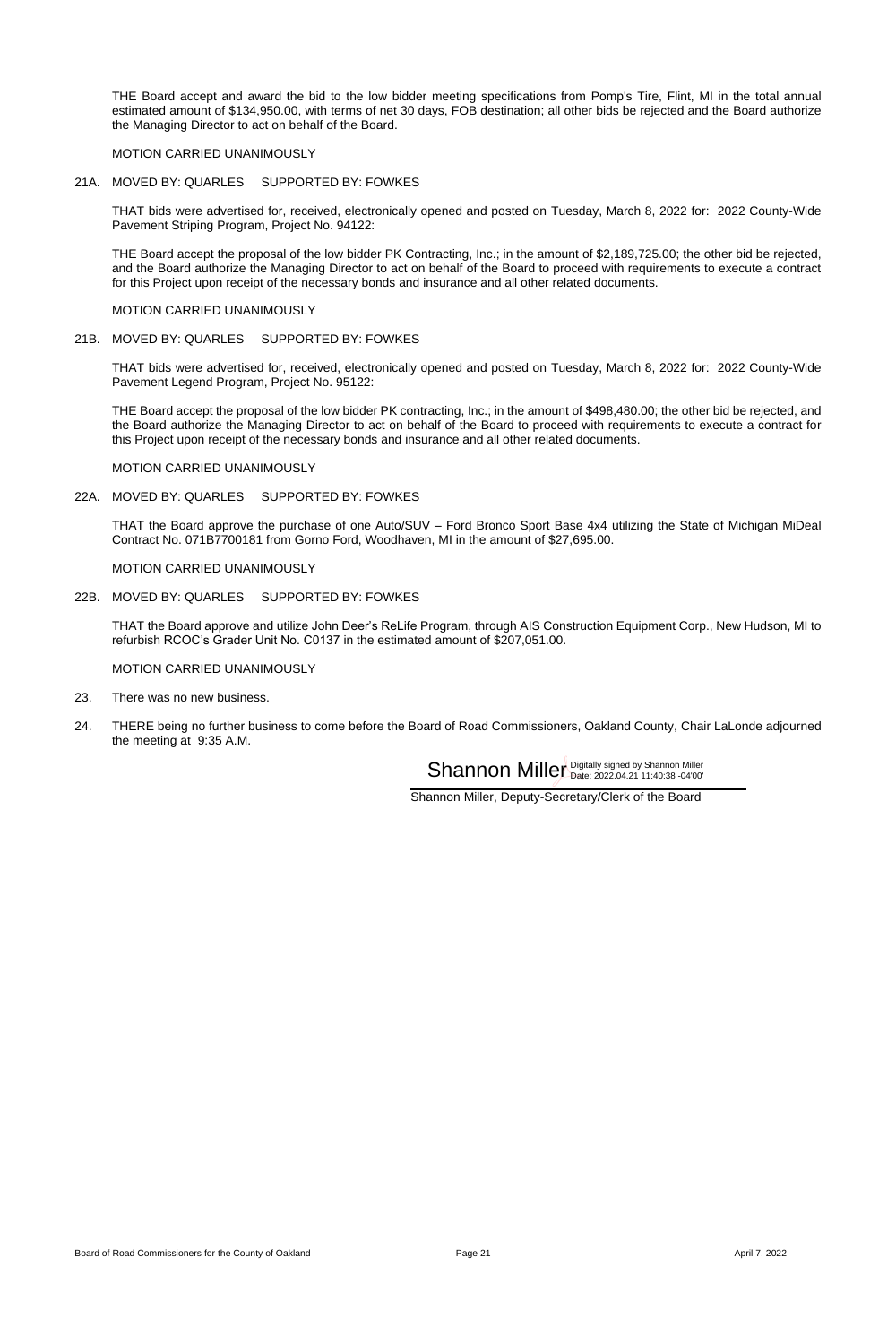THE Board accept and award the bid to the low bidder meeting specifications from Pomp's Tire, Flint, MI in the total annual estimated amount of $134,950.00, with terms of net 30 days, FOB destination; all other bids be rejected and the Board authorize the Managing Director to act on behalf of the Board.

MOTION CARRIED UNANIMOUSLY

21A. MOVED BY: QUARLES SUPPORTED BY: FOWKES

THAT bids were advertised for, received, electronically opened and posted on Tuesday, March 8, 2022 for: 2022 County-Wide Pavement Striping Program, Project No. 94122:

THE Board accept the proposal of the low bidder PK Contracting, Inc.; in the amount of $2,189,725.00; the other bid be rejected, and the Board authorize the Managing Director to act on behalf of the Board to proceed with requirements to execute a contract for this Project upon receipt of the necessary bonds and insurance and all other related documents.

MOTION CARRIED UNANIMOUSLY

21B. MOVED BY: QUARLES SUPPORTED BY: FOWKES

THAT bids were advertised for, received, electronically opened and posted on Tuesday, March 8, 2022 for: 2022 County-Wide Pavement Legend Program, Project No. 95122:

THE Board accept the proposal of the low bidder PK contracting, Inc.; in the amount of $498,480.00; the other bid be rejected, and the Board authorize the Managing Director to act on behalf of the Board to proceed with requirements to execute a contract for this Project upon receipt of the necessary bonds and insurance and all other related documents.

MOTION CARRIED UNANIMOUSLY

22A. MOVED BY: QUARLES SUPPORTED BY: FOWKES

THAT the Board approve the purchase of one Auto/SUV – Ford Bronco Sport Base 4x4 utilizing the State of Michigan MiDeal Contract No. 071B7700181 from Gorno Ford, Woodhaven, MI in the amount of $27,695.00.

MOTION CARRIED UNANIMOUSLY

22B. MOVED BY: QUARLES SUPPORTED BY: FOWKES

THAT the Board approve and utilize John Deer's ReLife Program, through AIS Construction Equipment Corp., New Hudson, MI to refurbish RCOC's Grader Unit No. C0137 in the estimated amount of $207,051.00.

MOTION CARRIED UNANIMOUSLY

23. There was no new business.

24. THERE being no further business to come before the Board of Road Commissioners, Oakland County, Chair LaLonde adjourned the meeting at 9:35 A.M.

Shannon Miller Digitally signed by Shannon Miller Date: 2022.04.21 11:40:38 -04'00'

Shannon Miller, Deputy-Secretary/Clerk of the Board